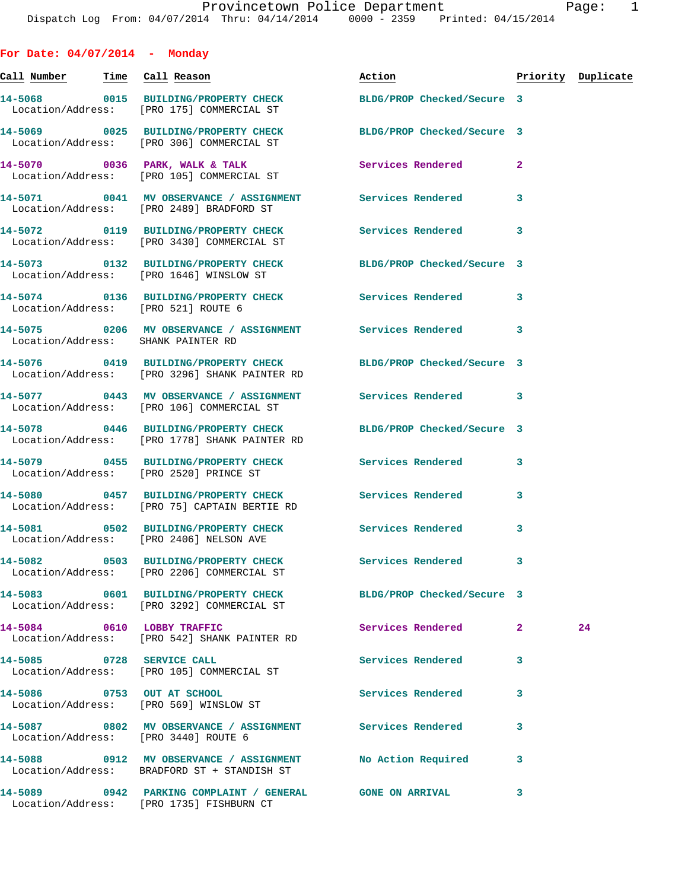Provincetown Police Department
Dispatch Log From: 04/07/2014 Thru: 04/14/2014 0000 - 2359 Printed: 04/15/2014

## For Date: 04/07/2014 - Monday

| Call Number | Time | Call Reason | Action | Priority | Duplicate |
|---|---|---|---|---|---|
| 14-5068 | 0015 | BUILDING/PROPERTY CHECK | BLDG/PROP Checked/Secure | 3 | |
| Location/Address: | | [PRO 175] COMMERCIAL ST | | | |
| 14-5069 | 0025 | BUILDING/PROPERTY CHECK | BLDG/PROP Checked/Secure | 3 | |
| Location/Address: | | [PRO 306] COMMERCIAL ST | | | |
| 14-5070 | 0036 | PARK, WALK & TALK | Services Rendered | 2 | |
| Location/Address: | | [PRO 105] COMMERCIAL ST | | | |
| 14-5071 | 0041 | MV OBSERVANCE / ASSIGNMENT | Services Rendered | 3 | |
| Location/Address: | | [PRO 2489] BRADFORD ST | | | |
| 14-5072 | 0119 | BUILDING/PROPERTY CHECK | Services Rendered | 3 | |
| Location/Address: | | [PRO 3430] COMMERCIAL ST | | | |
| 14-5073 | 0132 | BUILDING/PROPERTY CHECK | BLDG/PROP Checked/Secure | 3 | |
| Location/Address: | | [PRO 1646] WINSLOW ST | | | |
| 14-5074 | 0136 | BUILDING/PROPERTY CHECK | Services Rendered | 3 | |
| Location/Address: | | [PRO 521] ROUTE 6 | | | |
| 14-5075 | 0206 | MV OBSERVANCE / ASSIGNMENT | Services Rendered | 3 | |
| Location/Address: | | SHANK PAINTER RD | | | |
| 14-5076 | 0419 | BUILDING/PROPERTY CHECK | BLDG/PROP Checked/Secure | 3 | |
| Location/Address: | | [PRO 3296] SHANK PAINTER RD | | | |
| 14-5077 | 0443 | MV OBSERVANCE / ASSIGNMENT | Services Rendered | 3 | |
| Location/Address: | | [PRO 106] COMMERCIAL ST | | | |
| 14-5078 | 0446 | BUILDING/PROPERTY CHECK | BLDG/PROP Checked/Secure | 3 | |
| Location/Address: | | [PRO 1778] SHANK PAINTER RD | | | |
| 14-5079 | 0455 | BUILDING/PROPERTY CHECK | Services Rendered | 3 | |
| Location/Address: | | [PRO 2520] PRINCE ST | | | |
| 14-5080 | 0457 | BUILDING/PROPERTY CHECK | Services Rendered | 3 | |
| Location/Address: | | [PRO 75] CAPTAIN BERTIE RD | | | |
| 14-5081 | 0502 | BUILDING/PROPERTY CHECK | Services Rendered | 3 | |
| Location/Address: | | [PRO 2406] NELSON AVE | | | |
| 14-5082 | 0503 | BUILDING/PROPERTY CHECK | Services Rendered | 3 | |
| Location/Address: | | [PRO 2206] COMMERCIAL ST | | | |
| 14-5083 | 0601 | BUILDING/PROPERTY CHECK | BLDG/PROP Checked/Secure | 3 | |
| Location/Address: | | [PRO 3292] COMMERCIAL ST | | | |
| 14-5084 | 0610 | LOBBY TRAFFIC | Services Rendered | 2 | 24 |
| Location/Address: | | [PRO 542] SHANK PAINTER RD | | | |
| 14-5085 | 0728 | SERVICE CALL | Services Rendered | 3 | |
| Location/Address: | | [PRO 105] COMMERCIAL ST | | | |
| 14-5086 | 0753 | OUT AT SCHOOL | Services Rendered | 3 | |
| Location/Address: | | [PRO 569] WINSLOW ST | | | |
| 14-5087 | 0802 | MV OBSERVANCE / ASSIGNMENT | Services Rendered | 3 | |
| Location/Address: | | [PRO 3440] ROUTE 6 | | | |
| 14-5088 | 0912 | MV OBSERVANCE / ASSIGNMENT | No Action Required | 3 | |
| Location/Address: | | BRADFORD ST + STANDISH ST | | | |
| 14-5089 | 0942 | PARKING COMPLAINT / GENERAL | GONE ON ARRIVAL | 3 | |
| Location/Address: | | [PRO 1735] FISHBURN CT | | | |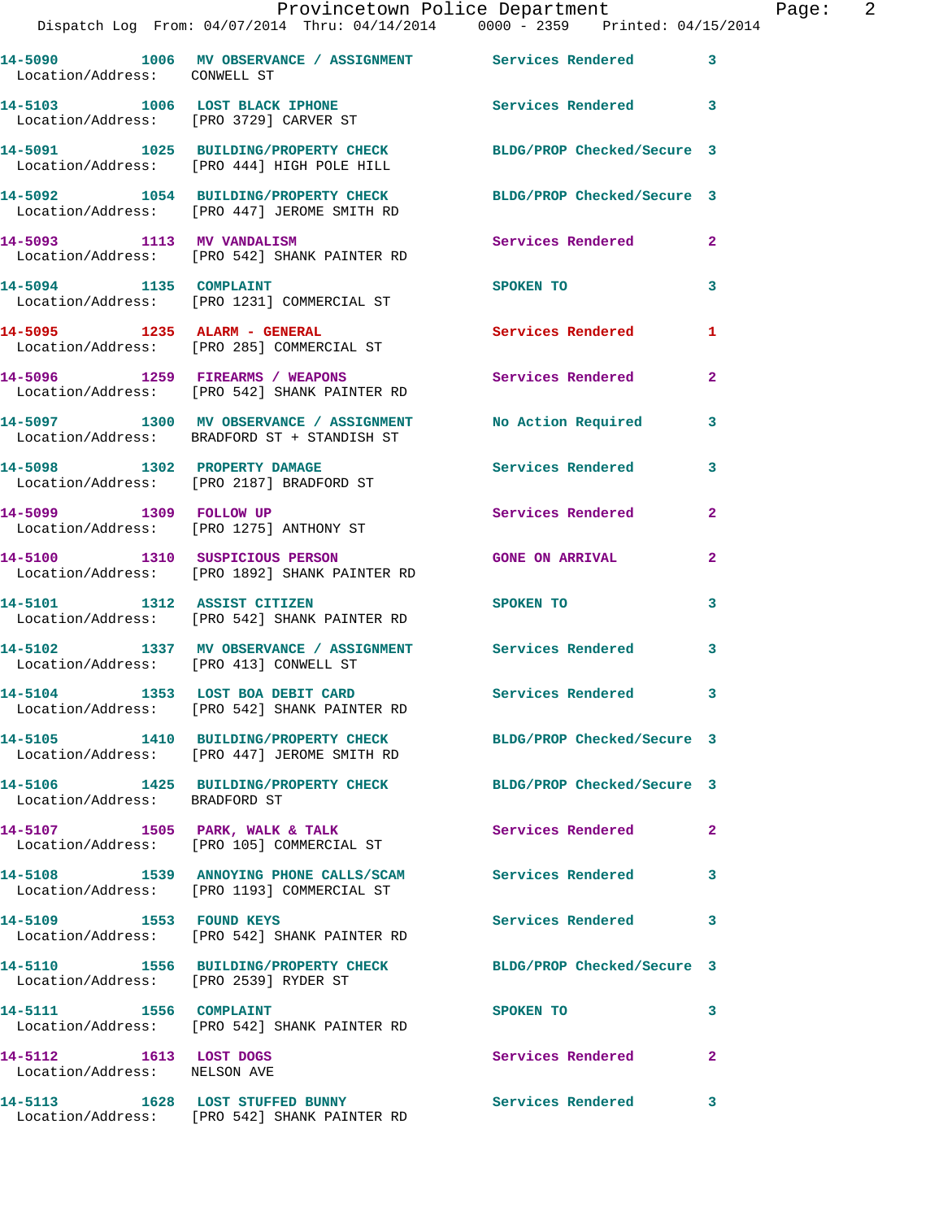| Call # | Time | Call Reason | Action | Priority |
|---|---|---|---|---|
| 14-5090 | 1006 | MV OBSERVANCE / ASSIGNMENT | Services Rendered | 3 |
| Location/Address: | | CONWELL ST | | |
| 14-5103 | 1006 | LOST BLACK IPHONE | Services Rendered | 3 |
| Location/Address: | | [PRO 3729] CARVER ST | | |
| 14-5091 | 1025 | BUILDING/PROPERTY CHECK | BLDG/PROP Checked/Secure | 3 |
| Location/Address: | | [PRO 444] HIGH POLE HILL | | |
| 14-5092 | 1054 | BUILDING/PROPERTY CHECK | BLDG/PROP Checked/Secure | 3 |
| Location/Address: | | [PRO 447] JEROME SMITH RD | | |
| 14-5093 | 1113 | MV VANDALISM | Services Rendered | 2 |
| Location/Address: | | [PRO 542] SHANK PAINTER RD | | |
| 14-5094 | 1135 | COMPLAINT | SPOKEN TO | 3 |
| Location/Address: | | [PRO 1231] COMMERCIAL ST | | |
| 14-5095 | 1235 | ALARM - GENERAL | Services Rendered | 1 |
| Location/Address: | | [PRO 285] COMMERCIAL ST | | |
| 14-5096 | 1259 | FIREARMS / WEAPONS | Services Rendered | 2 |
| Location/Address: | | [PRO 542] SHANK PAINTER RD | | |
| 14-5097 | 1300 | MV OBSERVANCE / ASSIGNMENT | No Action Required | 3 |
| Location/Address: | | BRADFORD ST + STANDISH ST | | |
| 14-5098 | 1302 | PROPERTY DAMAGE | Services Rendered | 3 |
| Location/Address: | | [PRO 2187] BRADFORD ST | | |
| 14-5099 | 1309 | FOLLOW UP | Services Rendered | 2 |
| Location/Address: | | [PRO 1275] ANTHONY ST | | |
| 14-5100 | 1310 | SUSPICIOUS PERSON | GONE ON ARRIVAL | 2 |
| Location/Address: | | [PRO 1892] SHANK PAINTER RD | | |
| 14-5101 | 1312 | ASSIST CITIZEN | SPOKEN TO | 3 |
| Location/Address: | | [PRO 542] SHANK PAINTER RD | | |
| 14-5102 | 1337 | MV OBSERVANCE / ASSIGNMENT | Services Rendered | 3 |
| Location/Address: | | [PRO 413] CONWELL ST | | |
| 14-5104 | 1353 | LOST BOA DEBIT CARD | Services Rendered | 3 |
| Location/Address: | | [PRO 542] SHANK PAINTER RD | | |
| 14-5105 | 1410 | BUILDING/PROPERTY CHECK | BLDG/PROP Checked/Secure | 3 |
| Location/Address: | | [PRO 447] JEROME SMITH RD | | |
| 14-5106 | 1425 | BUILDING/PROPERTY CHECK | BLDG/PROP Checked/Secure | 3 |
| Location/Address: | | BRADFORD ST | | |
| 14-5107 | 1505 | PARK, WALK & TALK | Services Rendered | 2 |
| Location/Address: | | [PRO 105] COMMERCIAL ST | | |
| 14-5108 | 1539 | ANNOYING PHONE CALLS/SCAM | Services Rendered | 3 |
| Location/Address: | | [PRO 1193] COMMERCIAL ST | | |
| 14-5109 | 1553 | FOUND KEYS | Services Rendered | 3 |
| Location/Address: | | [PRO 542] SHANK PAINTER RD | | |
| 14-5110 | 1556 | BUILDING/PROPERTY CHECK | BLDG/PROP Checked/Secure | 3 |
| Location/Address: | | [PRO 2539] RYDER ST | | |
| 14-5111 | 1556 | COMPLAINT | SPOKEN TO | 3 |
| Location/Address: | | [PRO 542] SHANK PAINTER RD | | |
| 14-5112 | 1613 | LOST DOGS | Services Rendered | 2 |
| Location/Address: | | NELSON AVE | | |
| 14-5113 | 1628 | LOST STUFFED BUNNY | Services Rendered | 3 |
| Location/Address: | | [PRO 542] SHANK PAINTER RD | | |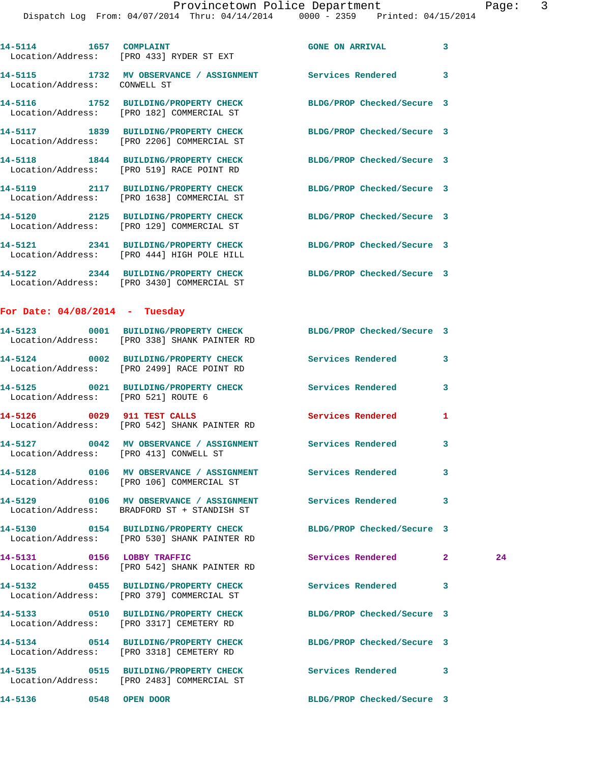14-5114 1657 COMPLAINT GONE ON ARRIVAL 3
Location/Address: [PRO 433] RYDER ST EXT

14-5115 1732 MV OBSERVANCE / ASSIGNMENT Services Rendered 3
Location/Address: CONWELL ST

14-5116 1752 BUILDING/PROPERTY CHECK BLDG/PROP Checked/Secure 3
Location/Address: [PRO 182] COMMERCIAL ST

14-5117 1839 BUILDING/PROPERTY CHECK BLDG/PROP Checked/Secure 3
Location/Address: [PRO 2206] COMMERCIAL ST

14-5118 1844 BUILDING/PROPERTY CHECK BLDG/PROP Checked/Secure 3
Location/Address: [PRO 519] RACE POINT RD

14-5119 2117 BUILDING/PROPERTY CHECK BLDG/PROP Checked/Secure 3
Location/Address: [PRO 1638] COMMERCIAL ST

14-5120 2125 BUILDING/PROPERTY CHECK BLDG/PROP Checked/Secure 3
Location/Address: [PRO 129] COMMERCIAL ST

14-5121 2341 BUILDING/PROPERTY CHECK BLDG/PROP Checked/Secure 3
Location/Address: [PRO 444] HIGH POLE HILL

14-5122 2344 BUILDING/PROPERTY CHECK BLDG/PROP Checked/Secure 3
Location/Address: [PRO 3430] COMMERCIAL ST

**For Date: 04/08/2014 - Tuesday**

14-5123 0001 BUILDING/PROPERTY CHECK BLDG/PROP Checked/Secure 3
Location/Address: [PRO 338] SHANK PAINTER RD

14-5124 0002 BUILDING/PROPERTY CHECK Services Rendered 3
Location/Address: [PRO 2499] RACE POINT RD

14-5125 0021 BUILDING/PROPERTY CHECK Services Rendered 3
Location/Address: [PRO 521] ROUTE 6

14-5126 0029 911 TEST CALLS Services Rendered 1
Location/Address: [PRO 542] SHANK PAINTER RD

14-5127 0042 MV OBSERVANCE / ASSIGNMENT Services Rendered 3
Location/Address: [PRO 413] CONWELL ST

14-5128 0106 MV OBSERVANCE / ASSIGNMENT Services Rendered 3
Location/Address: [PRO 106] COMMERCIAL ST

14-5129 0106 MV OBSERVANCE / ASSIGNMENT Services Rendered 3
Location/Address: BRADFORD ST + STANDISH ST

14-5130 0154 BUILDING/PROPERTY CHECK BLDG/PROP Checked/Secure 3
Location/Address: [PRO 530] SHANK PAINTER RD

14-5131 0156 LOBBY TRAFFIC Services Rendered 2 24
Location/Address: [PRO 542] SHANK PAINTER RD

14-5132 0455 BUILDING/PROPERTY CHECK Services Rendered 3
Location/Address: [PRO 379] COMMERCIAL ST

14-5133 0510 BUILDING/PROPERTY CHECK BLDG/PROP Checked/Secure 3
Location/Address: [PRO 3317] CEMETERY RD

14-5134 0514 BUILDING/PROPERTY CHECK BLDG/PROP Checked/Secure 3
Location/Address: [PRO 3318] CEMETERY RD

14-5135 0515 BUILDING/PROPERTY CHECK Services Rendered 3
Location/Address: [PRO 2483] COMMERCIAL ST

14-5136 0548 OPEN DOOR BLDG/PROP Checked/Secure 3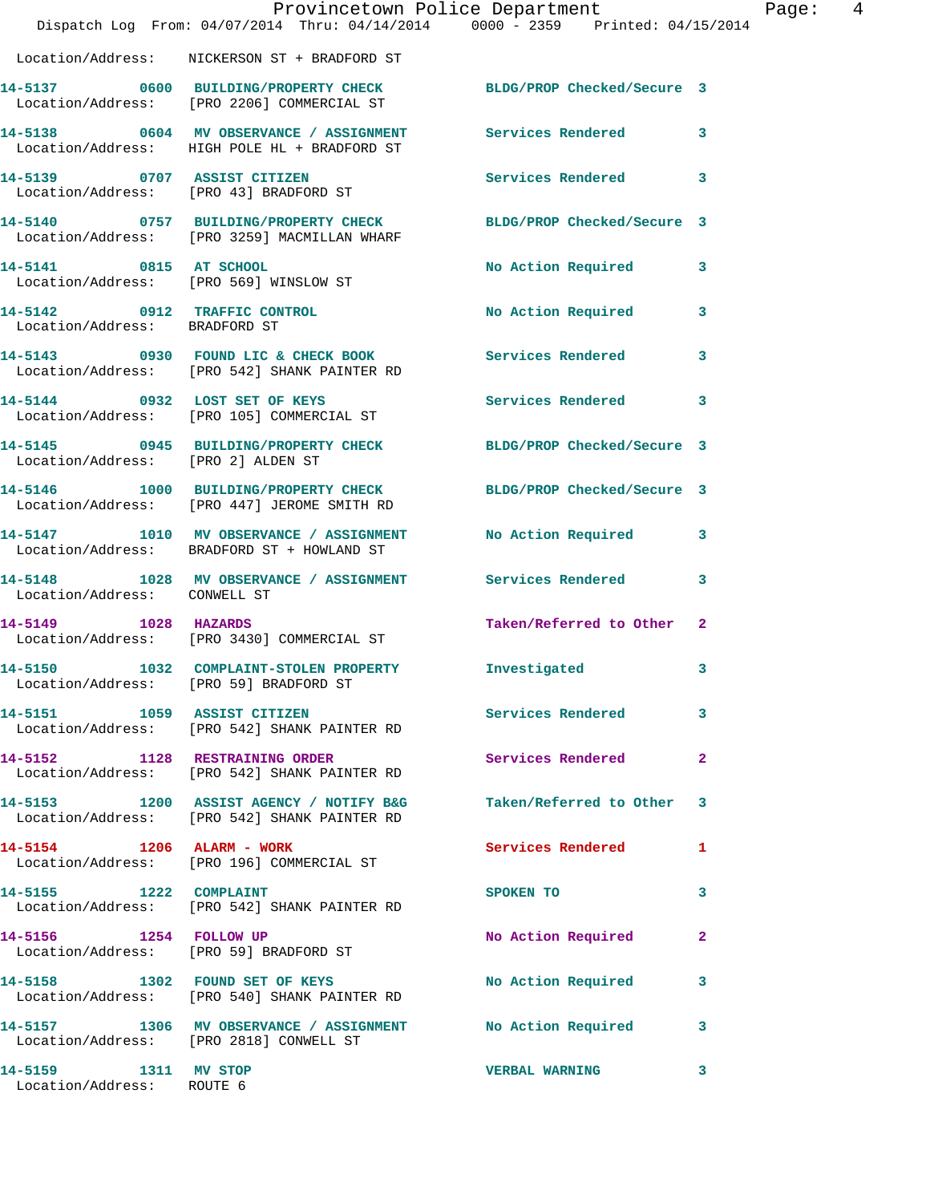Location/Address: NICKERSON ST + BRADFORD ST

**14-5137 0600 BUILDING/PROPERTY CHECK** BLDG/PROP Checked/Secure 3
Location/Address: [PRO 2206] COMMERCIAL ST

**14-5138 0604 MV OBSERVANCE / ASSIGNMENT** Services Rendered 3
Location/Address: HIGH POLE HL + BRADFORD ST

**14-5139 0707 ASSIST CITIZEN** Services Rendered 3
Location/Address: [PRO 43] BRADFORD ST

**14-5140 0757 BUILDING/PROPERTY CHECK** BLDG/PROP Checked/Secure 3
Location/Address: [PRO 3259] MACMILLAN WHARF

**14-5141 0815 AT SCHOOL** No Action Required 3
Location/Address: [PRO 569] WINSLOW ST

**14-5142 0912 TRAFFIC CONTROL** No Action Required 3
Location/Address: BRADFORD ST

**14-5143 0930 FOUND LIC & CHECK BOOK** Services Rendered 3
Location/Address: [PRO 542] SHANK PAINTER RD

**14-5144 0932 LOST SET OF KEYS** Services Rendered 3
Location/Address: [PRO 105] COMMERCIAL ST

**14-5145 0945 BUILDING/PROPERTY CHECK** BLDG/PROP Checked/Secure 3
Location/Address: [PRO 2] ALDEN ST

**14-5146 1000 BUILDING/PROPERTY CHECK** BLDG/PROP Checked/Secure 3
Location/Address: [PRO 447] JEROME SMITH RD

**14-5147 1010 MV OBSERVANCE / ASSIGNMENT** No Action Required 3
Location/Address: BRADFORD ST + HOWLAND ST

**14-5148 1028 MV OBSERVANCE / ASSIGNMENT** Services Rendered 3
Location/Address: CONWELL ST

**14-5149 1028 HAZARDS** Taken/Referred to Other 2
Location/Address: [PRO 3430] COMMERCIAL ST

**14-5150 1032 COMPLAINT-STOLEN PROPERTY** Investigated 3
Location/Address: [PRO 59] BRADFORD ST

**14-5151 1059 ASSIST CITIZEN** Services Rendered 3
Location/Address: [PRO 542] SHANK PAINTER RD

**14-5152 1128 RESTRAINING ORDER** Services Rendered 2
Location/Address: [PRO 542] SHANK PAINTER RD

**14-5153 1200 ASSIST AGENCY / NOTIFY B&G** Taken/Referred to Other 3
Location/Address: [PRO 542] SHANK PAINTER RD

**14-5154 1206 ALARM - WORK** Services Rendered 1
Location/Address: [PRO 196] COMMERCIAL ST

**14-5155 1222 COMPLAINT** SPOKEN TO 3
Location/Address: [PRO 542] SHANK PAINTER RD

**14-5156 1254 FOLLOW UP** No Action Required 2
Location/Address: [PRO 59] BRADFORD ST

**14-5158 1302 FOUND SET OF KEYS** No Action Required 3
Location/Address: [PRO 540] SHANK PAINTER RD

**14-5157 1306 MV OBSERVANCE / ASSIGNMENT** No Action Required 3
Location/Address: [PRO 2818] CONWELL ST

**14-5159 1311 MV STOP** VERBAL WARNING 3
Location/Address: ROUTE 6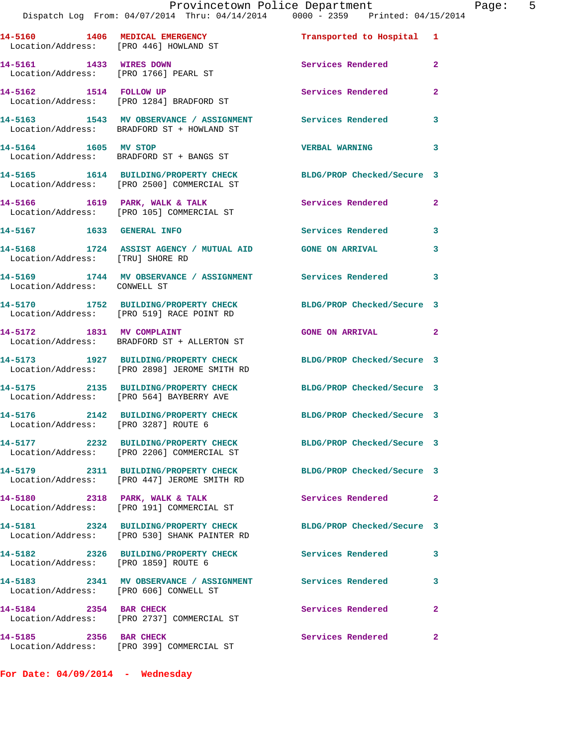14-5160 1406 MEDICAL EMERGENCY Transported to Hospital 1
Location/Address: [PRO 446] HOWLAND ST

14-5161 1433 WIRES DOWN Services Rendered 2
Location/Address: [PRO 1766] PEARL ST

14-5162 1514 FOLLOW UP Services Rendered 2
Location/Address: [PRO 1284] BRADFORD ST

14-5163 1543 MV OBSERVANCE / ASSIGNMENT Services Rendered 3
Location/Address: BRADFORD ST + HOWLAND ST

14-5164 1605 MV STOP VERBAL WARNING 3
Location/Address: BRADFORD ST + BANGS ST

14-5165 1614 BUILDING/PROPERTY CHECK BLDG/PROP Checked/Secure 3
Location/Address: [PRO 2500] COMMERCIAL ST

14-5166 1619 PARK, WALK & TALK Services Rendered 2
Location/Address: [PRO 105] COMMERCIAL ST

14-5167 1633 GENERAL INFO Services Rendered 3

14-5168 1724 ASSIST AGENCY / MUTUAL AID GONE ON ARRIVAL 3
Location/Address: [TRU] SHORE RD

14-5169 1744 MV OBSERVANCE / ASSIGNMENT Services Rendered 3
Location/Address: CONWELL ST

14-5170 1752 BUILDING/PROPERTY CHECK BLDG/PROP Checked/Secure 3
Location/Address: [PRO 519] RACE POINT RD

14-5172 1831 MV COMPLAINT GONE ON ARRIVAL 2
Location/Address: BRADFORD ST + ALLERTON ST

14-5173 1927 BUILDING/PROPERTY CHECK BLDG/PROP Checked/Secure 3
Location/Address: [PRO 2898] JEROME SMITH RD

14-5175 2135 BUILDING/PROPERTY CHECK BLDG/PROP Checked/Secure 3
Location/Address: [PRO 564] BAYBERRY AVE

14-5176 2142 BUILDING/PROPERTY CHECK BLDG/PROP Checked/Secure 3
Location/Address: [PRO 3287] ROUTE 6

14-5177 2232 BUILDING/PROPERTY CHECK BLDG/PROP Checked/Secure 3
Location/Address: [PRO 2206] COMMERCIAL ST

14-5179 2311 BUILDING/PROPERTY CHECK BLDG/PROP Checked/Secure 3
Location/Address: [PRO 447] JEROME SMITH RD

14-5180 2318 PARK, WALK & TALK Services Rendered 2
Location/Address: [PRO 191] COMMERCIAL ST

14-5181 2324 BUILDING/PROPERTY CHECK BLDG/PROP Checked/Secure 3
Location/Address: [PRO 530] SHANK PAINTER RD

14-5182 2326 BUILDING/PROPERTY CHECK Services Rendered 3
Location/Address: [PRO 1859] ROUTE 6

14-5183 2341 MV OBSERVANCE / ASSIGNMENT Services Rendered 3
Location/Address: [PRO 606] CONWELL ST

14-5184 2354 BAR CHECK Services Rendered 2
Location/Address: [PRO 2737] COMMERCIAL ST

14-5185 2356 BAR CHECK Services Rendered 2
Location/Address: [PRO 399] COMMERCIAL ST

**For Date: 04/09/2014 - Wednesday**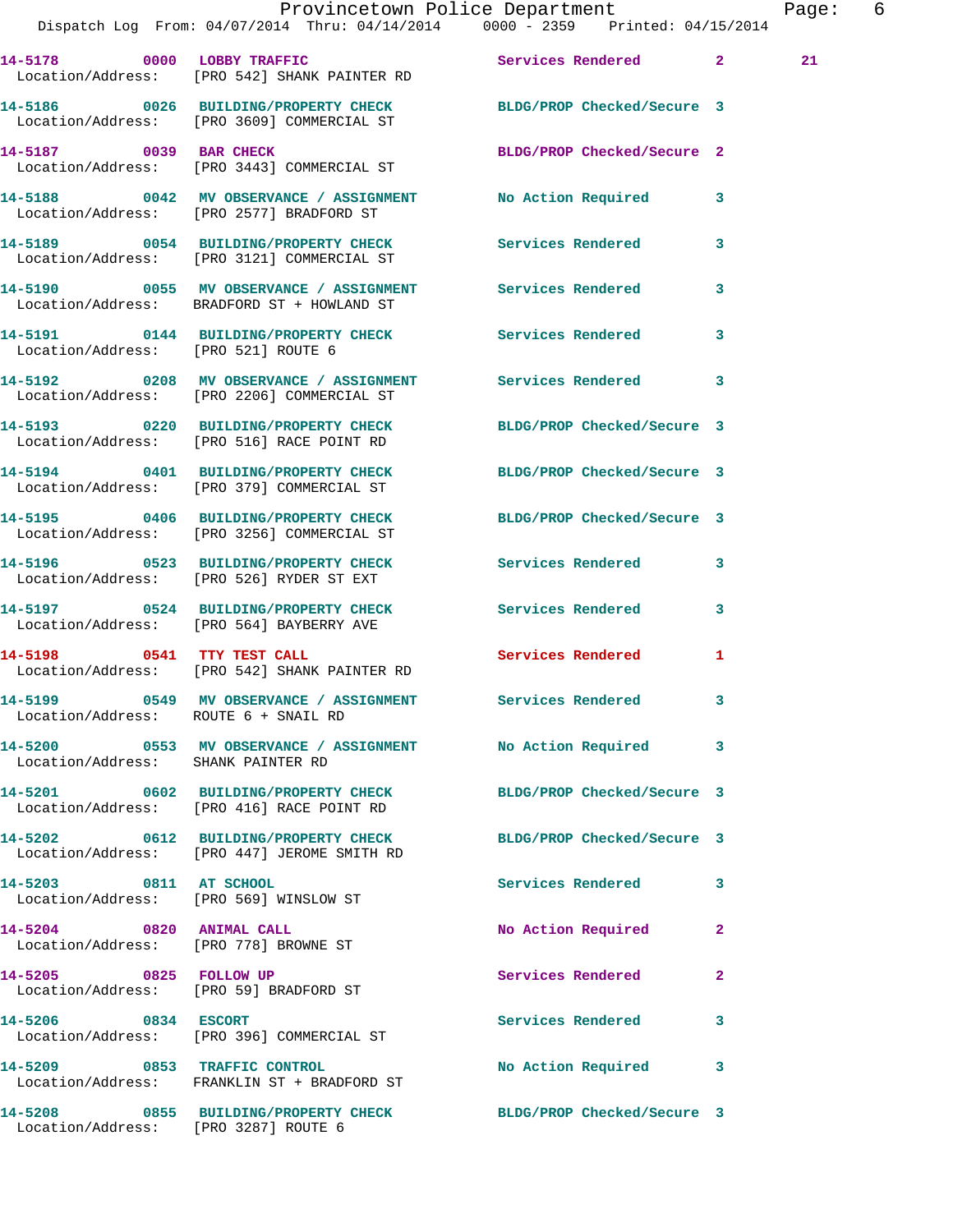14-5178 0000 LOBBY TRAFFIC Services Rendered 2 21
Location/Address: [PRO 542] SHANK PAINTER RD

14-5186 0026 BUILDING/PROPERTY CHECK BLDG/PROP Checked/Secure 3
Location/Address: [PRO 3609] COMMERCIAL ST

14-5187 0039 BAR CHECK BLDG/PROP Checked/Secure 2
Location/Address: [PRO 3443] COMMERCIAL ST

14-5188 0042 MV OBSERVANCE / ASSIGNMENT No Action Required 3
Location/Address: [PRO 2577] BRADFORD ST

14-5189 0054 BUILDING/PROPERTY CHECK Services Rendered 3
Location/Address: [PRO 3121] COMMERCIAL ST

14-5190 0055 MV OBSERVANCE / ASSIGNMENT Services Rendered 3
Location/Address: BRADFORD ST + HOWLAND ST

14-5191 0144 BUILDING/PROPERTY CHECK Services Rendered 3
Location/Address: [PRO 521] ROUTE 6

14-5192 0208 MV OBSERVANCE / ASSIGNMENT Services Rendered 3
Location/Address: [PRO 2206] COMMERCIAL ST

14-5193 0220 BUILDING/PROPERTY CHECK BLDG/PROP Checked/Secure 3
Location/Address: [PRO 516] RACE POINT RD

14-5194 0401 BUILDING/PROPERTY CHECK BLDG/PROP Checked/Secure 3
Location/Address: [PRO 379] COMMERCIAL ST

14-5195 0406 BUILDING/PROPERTY CHECK BLDG/PROP Checked/Secure 3
Location/Address: [PRO 3256] COMMERCIAL ST

14-5196 0523 BUILDING/PROPERTY CHECK Services Rendered 3
Location/Address: [PRO 526] RYDER ST EXT

14-5197 0524 BUILDING/PROPERTY CHECK Services Rendered 3
Location/Address: [PRO 564] BAYBERRY AVE

14-5198 0541 TTY TEST CALL Services Rendered 1
Location/Address: [PRO 542] SHANK PAINTER RD

14-5199 0549 MV OBSERVANCE / ASSIGNMENT Services Rendered 3
Location/Address: ROUTE 6 + SNAIL RD

14-5200 0553 MV OBSERVANCE / ASSIGNMENT No Action Required 3
Location/Address: SHANK PAINTER RD

14-5201 0602 BUILDING/PROPERTY CHECK BLDG/PROP Checked/Secure 3
Location/Address: [PRO 416] RACE POINT RD

14-5202 0612 BUILDING/PROPERTY CHECK BLDG/PROP Checked/Secure 3
Location/Address: [PRO 447] JEROME SMITH RD

14-5203 0811 AT SCHOOL Services Rendered 3
Location/Address: [PRO 569] WINSLOW ST

14-5204 0820 ANIMAL CALL No Action Required 2
Location/Address: [PRO 778] BROWNE ST

14-5205 0825 FOLLOW UP Services Rendered 2
Location/Address: [PRO 59] BRADFORD ST

14-5206 0834 ESCORT Services Rendered 3
Location/Address: [PRO 396] COMMERCIAL ST

14-5209 0853 TRAFFIC CONTROL No Action Required 3
Location/Address: FRANKLIN ST + BRADFORD ST

14-5208 0855 BUILDING/PROPERTY CHECK BLDG/PROP Checked/Secure 3
Location/Address: [PRO 3287] ROUTE 6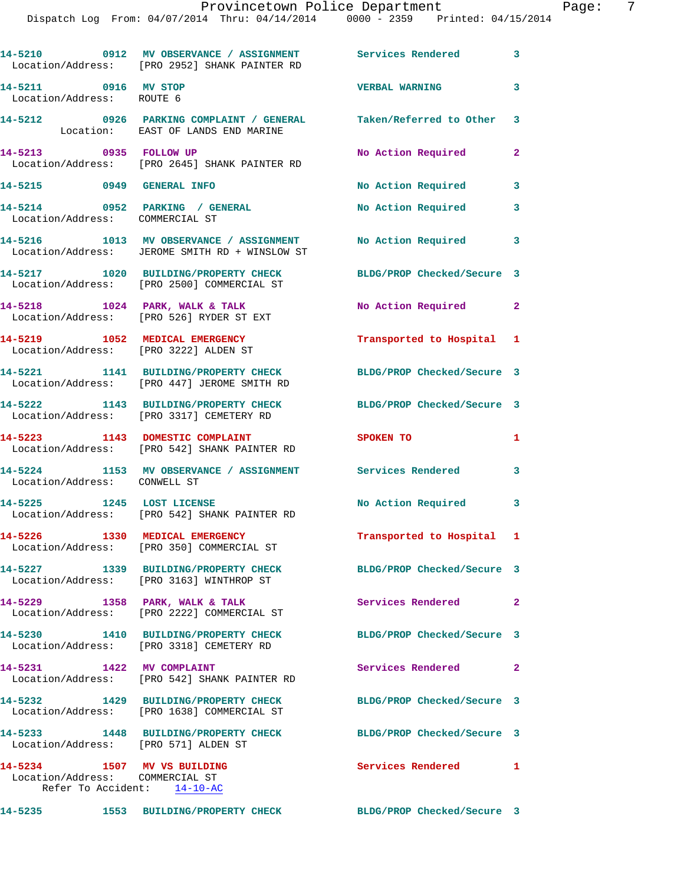14-5210 0912 MV OBSERVANCE / ASSIGNMENT Services Rendered 3
Location/Address: [PRO 2952] SHANK PAINTER RD

14-5211 0916 MV STOP VERBAL WARNING 3
Location/Address: ROUTE 6

14-5212 0926 PARKING COMPLAINT / GENERAL Taken/Referred to Other 3
Location: EAST OF LANDS END MARINE

14-5213 0935 FOLLOW UP No Action Required 2
Location/Address: [PRO 2645] SHANK PAINTER RD

14-5215 0949 GENERAL INFO No Action Required 3

14-5214 0952 PARKING / GENERAL No Action Required 3
Location/Address: COMMERCIAL ST

14-5216 1013 MV OBSERVANCE / ASSIGNMENT No Action Required 3
Location/Address: JEROME SMITH RD + WINSLOW ST

14-5217 1020 BUILDING/PROPERTY CHECK BLDG/PROP Checked/Secure 3
Location/Address: [PRO 2500] COMMERCIAL ST

14-5218 1024 PARK, WALK & TALK No Action Required 2
Location/Address: [PRO 526] RYDER ST EXT

14-5219 1052 MEDICAL EMERGENCY Transported to Hospital 1
Location/Address: [PRO 3222] ALDEN ST

14-5221 1141 BUILDING/PROPERTY CHECK BLDG/PROP Checked/Secure 3
Location/Address: [PRO 447] JEROME SMITH RD

14-5222 1143 BUILDING/PROPERTY CHECK BLDG/PROP Checked/Secure 3
Location/Address: [PRO 3317] CEMETERY RD

14-5223 1143 DOMESTIC COMPLAINT SPOKEN TO 1
Location/Address: [PRO 542] SHANK PAINTER RD

14-5224 1153 MV OBSERVANCE / ASSIGNMENT Services Rendered 3
Location/Address: CONWELL ST

14-5225 1245 LOST LICENSE No Action Required 3
Location/Address: [PRO 542] SHANK PAINTER RD

14-5226 1330 MEDICAL EMERGENCY Transported to Hospital 1
Location/Address: [PRO 350] COMMERCIAL ST

14-5227 1339 BUILDING/PROPERTY CHECK BLDG/PROP Checked/Secure 3
Location/Address: [PRO 3163] WINTHROP ST

14-5229 1358 PARK, WALK & TALK Services Rendered 2
Location/Address: [PRO 2222] COMMERCIAL ST

14-5230 1410 BUILDING/PROPERTY CHECK BLDG/PROP Checked/Secure 3
Location/Address: [PRO 3318] CEMETERY RD

14-5231 1422 MV COMPLAINT Services Rendered 2
Location/Address: [PRO 542] SHANK PAINTER RD

14-5232 1429 BUILDING/PROPERTY CHECK BLDG/PROP Checked/Secure 3
Location/Address: [PRO 1638] COMMERCIAL ST

14-5233 1448 BUILDING/PROPERTY CHECK BLDG/PROP Checked/Secure 3
Location/Address: [PRO 571] ALDEN ST

14-5234 1507 MV VS BUILDING Services Rendered 1
Location/Address: COMMERCIAL ST
Refer To Accident: 14-10-AC

14-5235 1553 BUILDING/PROPERTY CHECK BLDG/PROP Checked/Secure 3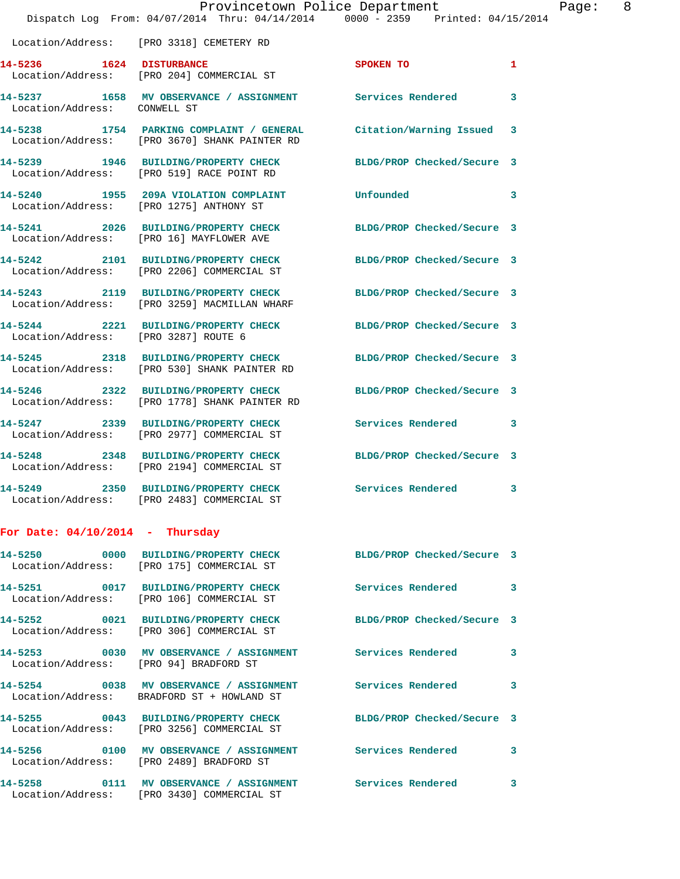Location/Address: [PRO 3318] CEMETERY RD

**14-5236 1624 DISTURBANCE** SPOKEN TO 1
Location/Address: [PRO 204] COMMERCIAL ST

**14-5237 1658 MV OBSERVANCE / ASSIGNMENT** Services Rendered 3
Location/Address: CONWELL ST

**14-5238 1754 PARKING COMPLAINT / GENERAL** Citation/Warning Issued 3
Location/Address: [PRO 3670] SHANK PAINTER RD

**14-5239 1946 BUILDING/PROPERTY CHECK** BLDG/PROP Checked/Secure 3
Location/Address: [PRO 519] RACE POINT RD

**14-5240 1955 209A VIOLATION COMPLAINT** Unfounded 3
Location/Address: [PRO 1275] ANTHONY ST

**14-5241 2026 BUILDING/PROPERTY CHECK** BLDG/PROP Checked/Secure 3
Location/Address: [PRO 16] MAYFLOWER AVE

**14-5242 2101 BUILDING/PROPERTY CHECK** BLDG/PROP Checked/Secure 3
Location/Address: [PRO 2206] COMMERCIAL ST

**14-5243 2119 BUILDING/PROPERTY CHECK** BLDG/PROP Checked/Secure 3
Location/Address: [PRO 3259] MACMILLAN WHARF

**14-5244 2221 BUILDING/PROPERTY CHECK** BLDG/PROP Checked/Secure 3
Location/Address: [PRO 3287] ROUTE 6

**14-5245 2318 BUILDING/PROPERTY CHECK** BLDG/PROP Checked/Secure 3
Location/Address: [PRO 530] SHANK PAINTER RD

**14-5246 2322 BUILDING/PROPERTY CHECK** BLDG/PROP Checked/Secure 3
Location/Address: [PRO 1778] SHANK PAINTER RD

**14-5247 2339 BUILDING/PROPERTY CHECK** Services Rendered 3
Location/Address: [PRO 2977] COMMERCIAL ST

**14-5248 2348 BUILDING/PROPERTY CHECK** BLDG/PROP Checked/Secure 3
Location/Address: [PRO 2194] COMMERCIAL ST

**14-5249 2350 BUILDING/PROPERTY CHECK** Services Rendered 3
Location/Address: [PRO 2483] COMMERCIAL ST

## For Date: 04/10/2014 - Thursday

**14-5250 0000 BUILDING/PROPERTY CHECK** BLDG/PROP Checked/Secure 3
Location/Address: [PRO 175] COMMERCIAL ST

**14-5251 0017 BUILDING/PROPERTY CHECK** Services Rendered 3
Location/Address: [PRO 106] COMMERCIAL ST

**14-5252 0021 BUILDING/PROPERTY CHECK** BLDG/PROP Checked/Secure 3
Location/Address: [PRO 306] COMMERCIAL ST

**14-5253 0030 MV OBSERVANCE / ASSIGNMENT** Services Rendered 3
Location/Address: [PRO 94] BRADFORD ST

**14-5254 0038 MV OBSERVANCE / ASSIGNMENT** Services Rendered 3
Location/Address: BRADFORD ST + HOWLAND ST

**14-5255 0043 BUILDING/PROPERTY CHECK** BLDG/PROP Checked/Secure 3
Location/Address: [PRO 3256] COMMERCIAL ST

**14-5256 0100 MV OBSERVANCE / ASSIGNMENT** Services Rendered 3
Location/Address: [PRO 2489] BRADFORD ST

**14-5258 0111 MV OBSERVANCE / ASSIGNMENT** Services Rendered 3
Location/Address: [PRO 3430] COMMERCIAL ST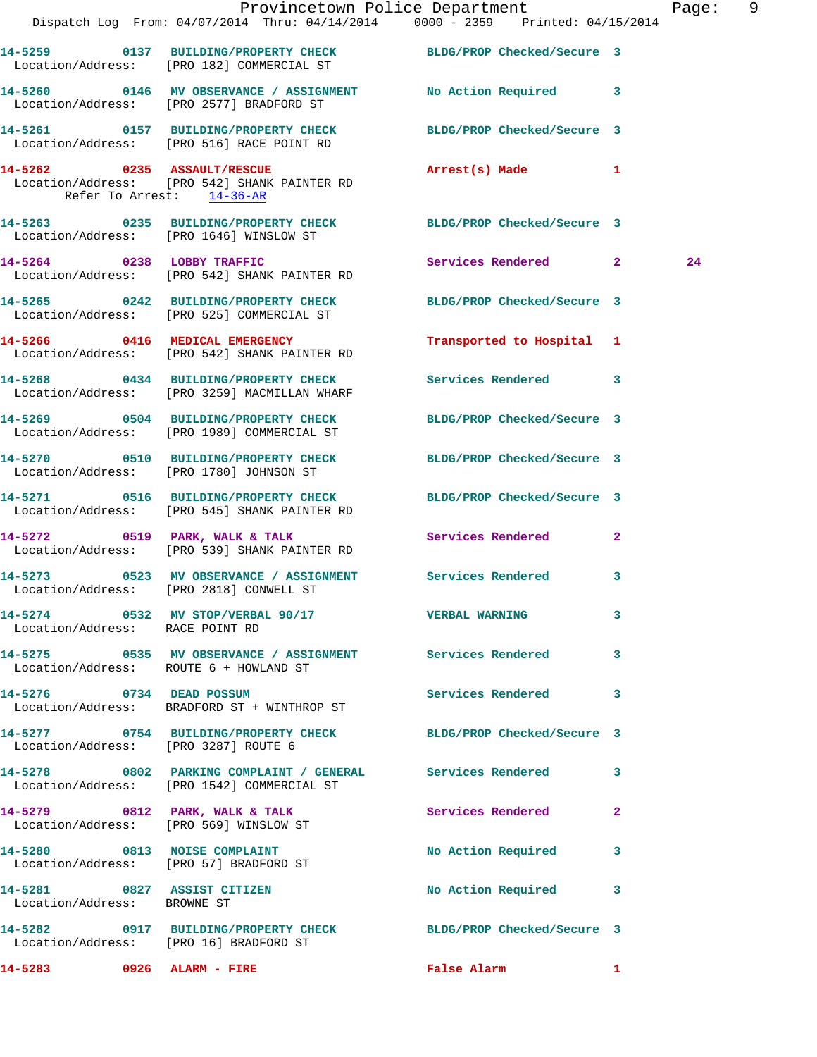14-5259 0137 BUILDING/PROPERTY CHECK BLDG/PROP Checked/Secure 3
Location/Address: [PRO 182] COMMERCIAL ST

14-5260 0146 MV OBSERVANCE / ASSIGNMENT No Action Required 3
Location/Address: [PRO 2577] BRADFORD ST

14-5261 0157 BUILDING/PROPERTY CHECK BLDG/PROP Checked/Secure 3
Location/Address: [PRO 516] RACE POINT RD

14-5262 0235 ASSAULT/RESCUE Arrest(s) Made 1
Location/Address: [PRO 542] SHANK PAINTER RD
Refer To Arrest: 14-36-AR

14-5263 0235 BUILDING/PROPERTY CHECK BLDG/PROP Checked/Secure 3
Location/Address: [PRO 1646] WINSLOW ST

14-5264 0238 LOBBY TRAFFIC Services Rendered 2 24
Location/Address: [PRO 542] SHANK PAINTER RD

14-5265 0242 BUILDING/PROPERTY CHECK BLDG/PROP Checked/Secure 3
Location/Address: [PRO 525] COMMERCIAL ST

14-5266 0416 MEDICAL EMERGENCY Transported to Hospital 1
Location/Address: [PRO 542] SHANK PAINTER RD

14-5268 0434 BUILDING/PROPERTY CHECK Services Rendered 3
Location/Address: [PRO 3259] MACMILLAN WHARF

14-5269 0504 BUILDING/PROPERTY CHECK BLDG/PROP Checked/Secure 3
Location/Address: [PRO 1989] COMMERCIAL ST

14-5270 0510 BUILDING/PROPERTY CHECK BLDG/PROP Checked/Secure 3
Location/Address: [PRO 1780] JOHNSON ST

14-5271 0516 BUILDING/PROPERTY CHECK BLDG/PROP Checked/Secure 3
Location/Address: [PRO 545] SHANK PAINTER RD

14-5272 0519 PARK, WALK & TALK Services Rendered 2
Location/Address: [PRO 539] SHANK PAINTER RD

14-5273 0523 MV OBSERVANCE / ASSIGNMENT Services Rendered 3
Location/Address: [PRO 2818] CONWELL ST

14-5274 0532 MV STOP/VERBAL 90/17 VERBAL WARNING 3
Location/Address: RACE POINT RD

14-5275 0535 MV OBSERVANCE / ASSIGNMENT Services Rendered 3
Location/Address: ROUTE 6 + HOWLAND ST

14-5276 0734 DEAD POSSUM Services Rendered 3
Location/Address: BRADFORD ST + WINTHROP ST

14-5277 0754 BUILDING/PROPERTY CHECK BLDG/PROP Checked/Secure 3
Location/Address: [PRO 3287] ROUTE 6

14-5278 0802 PARKING COMPLAINT / GENERAL Services Rendered 3
Location/Address: [PRO 1542] COMMERCIAL ST

14-5279 0812 PARK, WALK & TALK Services Rendered 2
Location/Address: [PRO 569] WINSLOW ST

14-5280 0813 NOISE COMPLAINT No Action Required 3
Location/Address: [PRO 57] BRADFORD ST

14-5281 0827 ASSIST CITIZEN No Action Required 3
Location/Address: BROWNE ST

14-5282 0917 BUILDING/PROPERTY CHECK BLDG/PROP Checked/Secure 3
Location/Address: [PRO 16] BRADFORD ST

14-5283 0926 ALARM - FIRE False Alarm 1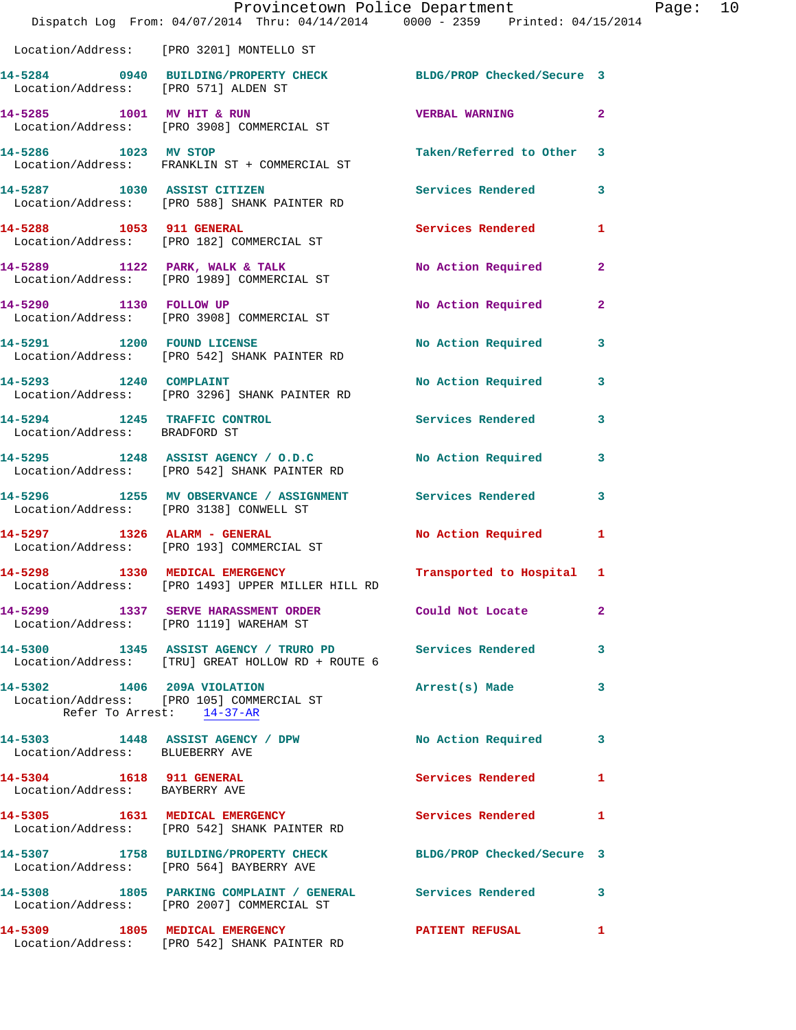Location/Address: [PRO 3201] MONTELLO ST

**14-5284** 0940 **BUILDING/PROPERTY CHECK** BLDG/PROP Checked/Secure 3
Location/Address: [PRO 571] ALDEN ST

**14-5285** 1001 **MV HIT & RUN** VERBAL WARNING 2
Location/Address: [PRO 3908] COMMERCIAL ST

**14-5286** 1023 **MV STOP** Taken/Referred to Other 3
Location/Address: FRANKLIN ST + COMMERCIAL ST

**14-5287** 1030 **ASSIST CITIZEN** Services Rendered 3
Location/Address: [PRO 588] SHANK PAINTER RD

**14-5288** 1053 **911 GENERAL** Services Rendered 1
Location/Address: [PRO 182] COMMERCIAL ST

**14-5289** 1122 **PARK, WALK & TALK** No Action Required 2
Location/Address: [PRO 1989] COMMERCIAL ST

**14-5290** 1130 **FOLLOW UP** No Action Required 2
Location/Address: [PRO 3908] COMMERCIAL ST

**14-5291** 1200 **FOUND LICENSE** No Action Required 3
Location/Address: [PRO 542] SHANK PAINTER RD

**14-5293** 1240 **COMPLAINT** No Action Required 3
Location/Address: [PRO 3296] SHANK PAINTER RD

**14-5294** 1245 **TRAFFIC CONTROL** Services Rendered 3
Location/Address: BRADFORD ST

**14-5295** 1248 **ASSIST AGENCY / O.D.C** No Action Required 3
Location/Address: [PRO 542] SHANK PAINTER RD

**14-5296** 1255 **MV OBSERVANCE / ASSIGNMENT** Services Rendered 3
Location/Address: [PRO 3138] CONWELL ST

**14-5297** 1326 **ALARM - GENERAL** No Action Required 1
Location/Address: [PRO 193] COMMERCIAL ST

**14-5298** 1330 **MEDICAL EMERGENCY** Transported to Hospital 1
Location/Address: [PRO 1493] UPPER MILLER HILL RD

**14-5299** 1337 **SERVE HARASSMENT ORDER** Could Not Locate 2
Location/Address: [PRO 1119] WAREHAM ST

**14-5300** 1345 **ASSIST AGENCY / TRURO PD** Services Rendered 3
Location/Address: [TRU] GREAT HOLLOW RD + ROUTE 6

**14-5302** 1406 **209A VIOLATION** Arrest(s) Made 3
Location/Address: [PRO 105] COMMERCIAL ST
Refer To Arrest: 14-37-AR

**14-5303** 1448 **ASSIST AGENCY / DPW** No Action Required 3
Location/Address: BLUEBERRY AVE

**14-5304** 1618 **911 GENERAL** Services Rendered 1
Location/Address: BAYBERRY AVE

**14-5305** 1631 **MEDICAL EMERGENCY** Services Rendered 1
Location/Address: [PRO 542] SHANK PAINTER RD

**14-5307** 1758 **BUILDING/PROPERTY CHECK** BLDG/PROP Checked/Secure 3
Location/Address: [PRO 564] BAYBERRY AVE

**14-5308** 1805 **PARKING COMPLAINT / GENERAL** Services Rendered 3
Location/Address: [PRO 2007] COMMERCIAL ST

**14-5309** 1805 **MEDICAL EMERGENCY** PATIENT REFUSAL 1
Location/Address: [PRO 542] SHANK PAINTER RD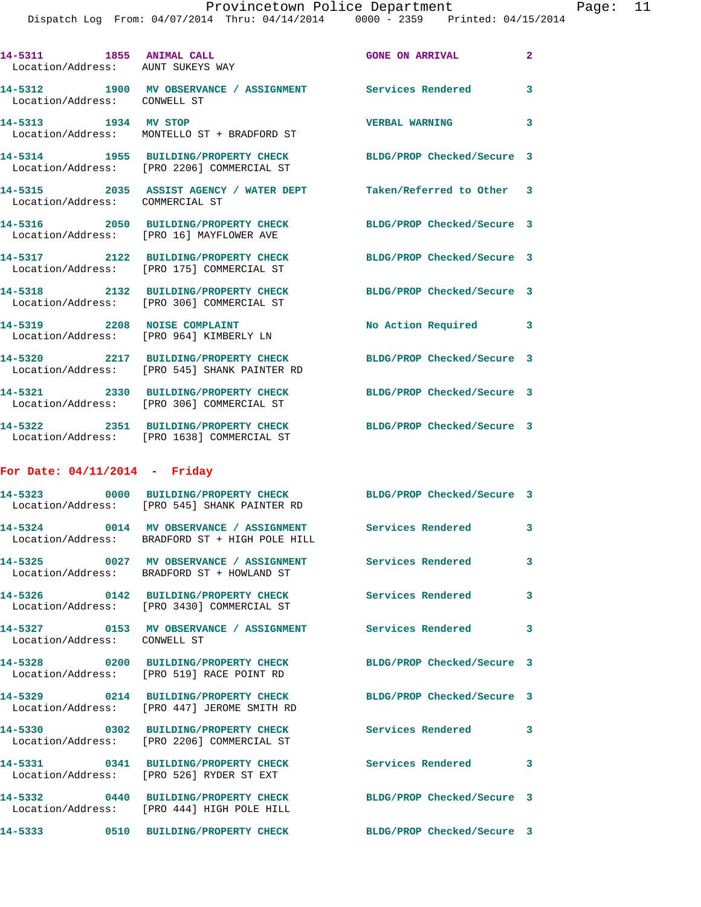14-5311 1855 ANIMAL CALL GONE ON ARRIVAL 2
Location/Address: AUNT SUKEYS WAY

14-5312 1900 MV OBSERVANCE / ASSIGNMENT Services Rendered 3
Location/Address: CONWELL ST

14-5313 1934 MV STOP VERBAL WARNING 3
Location/Address: MONTELLO ST + BRADFORD ST

14-5314 1955 BUILDING/PROPERTY CHECK BLDG/PROP Checked/Secure 3
Location/Address: [PRO 2206] COMMERCIAL ST

14-5315 2035 ASSIST AGENCY / WATER DEPT Taken/Referred to Other 3
Location/Address: COMMERCIAL ST

14-5316 2050 BUILDING/PROPERTY CHECK BLDG/PROP Checked/Secure 3
Location/Address: [PRO 16] MAYFLOWER AVE

14-5317 2122 BUILDING/PROPERTY CHECK BLDG/PROP Checked/Secure 3
Location/Address: [PRO 175] COMMERCIAL ST

14-5318 2132 BUILDING/PROPERTY CHECK BLDG/PROP Checked/Secure 3
Location/Address: [PRO 306] COMMERCIAL ST

14-5319 2208 NOISE COMPLAINT No Action Required 3
Location/Address: [PRO 964] KIMBERLY LN

14-5320 2217 BUILDING/PROPERTY CHECK BLDG/PROP Checked/Secure 3
Location/Address: [PRO 545] SHANK PAINTER RD

14-5321 2330 BUILDING/PROPERTY CHECK BLDG/PROP Checked/Secure 3
Location/Address: [PRO 306] COMMERCIAL ST

14-5322 2351 BUILDING/PROPERTY CHECK BLDG/PROP Checked/Secure 3
Location/Address: [PRO 1638] COMMERCIAL ST

**For Date: 04/11/2014 - Friday**

14-5323 0000 BUILDING/PROPERTY CHECK BLDG/PROP Checked/Secure 3
Location/Address: [PRO 545] SHANK PAINTER RD

14-5324 0014 MV OBSERVANCE / ASSIGNMENT Services Rendered 3
Location/Address: BRADFORD ST + HIGH POLE HILL

14-5325 0027 MV OBSERVANCE / ASSIGNMENT Services Rendered 3
Location/Address: BRADFORD ST + HOWLAND ST

14-5326 0142 BUILDING/PROPERTY CHECK Services Rendered 3
Location/Address: [PRO 3430] COMMERCIAL ST

14-5327 0153 MV OBSERVANCE / ASSIGNMENT Services Rendered 3
Location/Address: CONWELL ST

14-5328 0200 BUILDING/PROPERTY CHECK BLDG/PROP Checked/Secure 3
Location/Address: [PRO 519] RACE POINT RD

14-5329 0214 BUILDING/PROPERTY CHECK BLDG/PROP Checked/Secure 3
Location/Address: [PRO 447] JEROME SMITH RD

14-5330 0302 BUILDING/PROPERTY CHECK Services Rendered 3
Location/Address: [PRO 2206] COMMERCIAL ST

14-5331 0341 BUILDING/PROPERTY CHECK Services Rendered 3
Location/Address: [PRO 526] RYDER ST EXT

14-5332 0440 BUILDING/PROPERTY CHECK BLDG/PROP Checked/Secure 3
Location/Address: [PRO 444] HIGH POLE HILL

14-5333 0510 BUILDING/PROPERTY CHECK BLDG/PROP Checked/Secure 3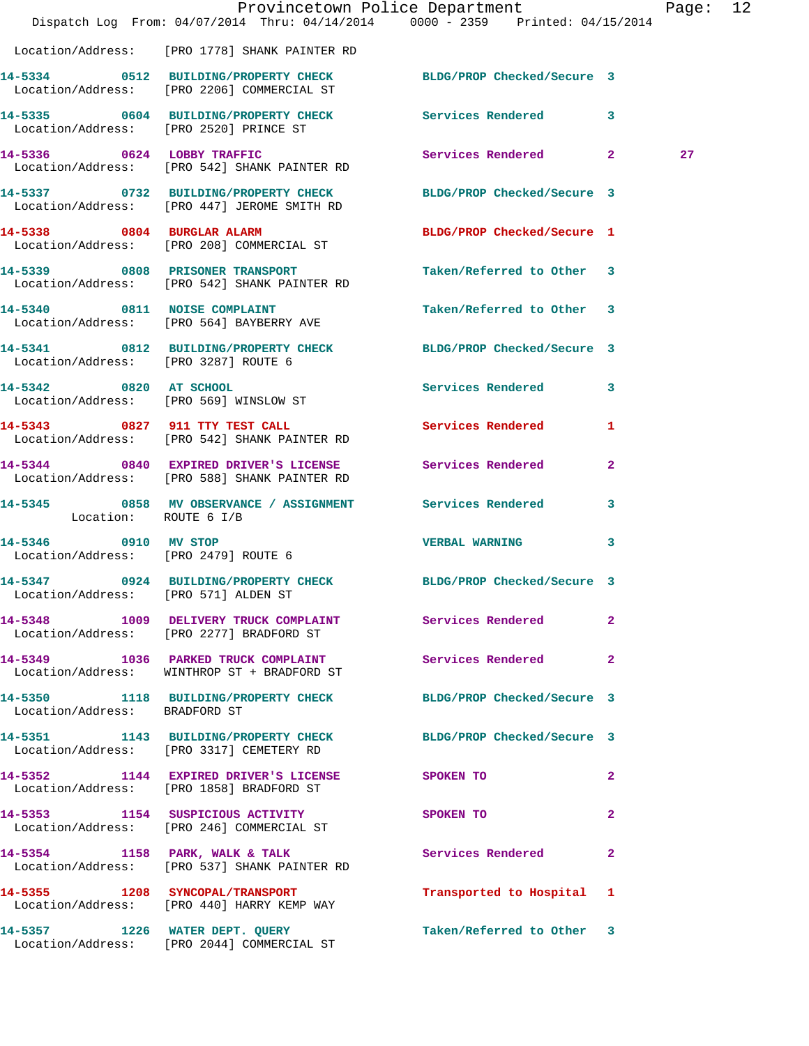Location/Address: [PRO 1778] SHANK PAINTER RD

| Call # | Time | Call Reason | Action | Priority | |
|---|---|---|---|---|---|
| 14-5334 | 0512 | BUILDING/PROPERTY CHECK | BLDG/PROP Checked/Secure | 3 | |
| | | Location/Address: [PRO 2206] COMMERCIAL ST | | | |
| 14-5335 | 0604 | BUILDING/PROPERTY CHECK | Services Rendered | 3 | |
| | | Location/Address: [PRO 2520] PRINCE ST | | | |
| 14-5336 | 0624 | LOBBY TRAFFIC | Services Rendered | 2 | 27 |
| | | Location/Address: [PRO 542] SHANK PAINTER RD | | | |
| 14-5337 | 0732 | BUILDING/PROPERTY CHECK | BLDG/PROP Checked/Secure | 3 | |
| | | Location/Address: [PRO 447] JEROME SMITH RD | | | |
| 14-5338 | 0804 | BURGLAR ALARM | BLDG/PROP Checked/Secure | 1 | |
| | | Location/Address: [PRO 208] COMMERCIAL ST | | | |
| 14-5339 | 0808 | PRISONER TRANSPORT | Taken/Referred to Other | 3 | |
| | | Location/Address: [PRO 542] SHANK PAINTER RD | | | |
| 14-5340 | 0811 | NOISE COMPLAINT | Taken/Referred to Other | 3 | |
| | | Location/Address: [PRO 564] BAYBERRY AVE | | | |
| 14-5341 | 0812 | BUILDING/PROPERTY CHECK | BLDG/PROP Checked/Secure | 3 | |
| | | Location/Address: [PRO 3287] ROUTE 6 | | | |
| 14-5342 | 0820 | AT SCHOOL | Services Rendered | 3 | |
| | | Location/Address: [PRO 569] WINSLOW ST | | | |
| 14-5343 | 0827 | 911 TTY TEST CALL | Services Rendered | 1 | |
| | | Location/Address: [PRO 542] SHANK PAINTER RD | | | |
| 14-5344 | 0840 | EXPIRED DRIVER'S LICENSE | Services Rendered | 2 | |
| | | Location/Address: [PRO 588] SHANK PAINTER RD | | | |
| 14-5345 | 0858 | MV OBSERVANCE / ASSIGNMENT | Services Rendered | 3 | |
| | | Location: ROUTE 6 I/B | | | |
| 14-5346 | 0910 | MV STOP | VERBAL WARNING | 3 | |
| | | Location/Address: [PRO 2479] ROUTE 6 | | | |
| 14-5347 | 0924 | BUILDING/PROPERTY CHECK | BLDG/PROP Checked/Secure | 3 | |
| | | Location/Address: [PRO 571] ALDEN ST | | | |
| 14-5348 | 1009 | DELIVERY TRUCK COMPLAINT | Services Rendered | 2 | |
| | | Location/Address: [PRO 2277] BRADFORD ST | | | |
| 14-5349 | 1036 | PARKED TRUCK COMPLAINT | Services Rendered | 2 | |
| | | Location/Address: WINTHROP ST + BRADFORD ST | | | |
| 14-5350 | 1118 | BUILDING/PROPERTY CHECK | BLDG/PROP Checked/Secure | 3 | |
| | | Location/Address: BRADFORD ST | | | |
| 14-5351 | 1143 | BUILDING/PROPERTY CHECK | BLDG/PROP Checked/Secure | 3 | |
| | | Location/Address: [PRO 3317] CEMETERY RD | | | |
| 14-5352 | 1144 | EXPIRED DRIVER'S LICENSE | SPOKEN TO | 2 | |
| | | Location/Address: [PRO 1858] BRADFORD ST | | | |
| 14-5353 | 1154 | SUSPICIOUS ACTIVITY | SPOKEN TO | 2 | |
| | | Location/Address: [PRO 246] COMMERCIAL ST | | | |
| 14-5354 | 1158 | PARK, WALK & TALK | Services Rendered | 2 | |
| | | Location/Address: [PRO 537] SHANK PAINTER RD | | | |
| 14-5355 | 1208 | SYNCOPAL/TRANSPORT | Transported to Hospital | 1 | |
| | | Location/Address: [PRO 440] HARRY KEMP WAY | | | |
| 14-5357 | 1226 | WATER DEPT. QUERY | Taken/Referred to Other | 3 | |
| | | Location/Address: [PRO 2044] COMMERCIAL ST | | | |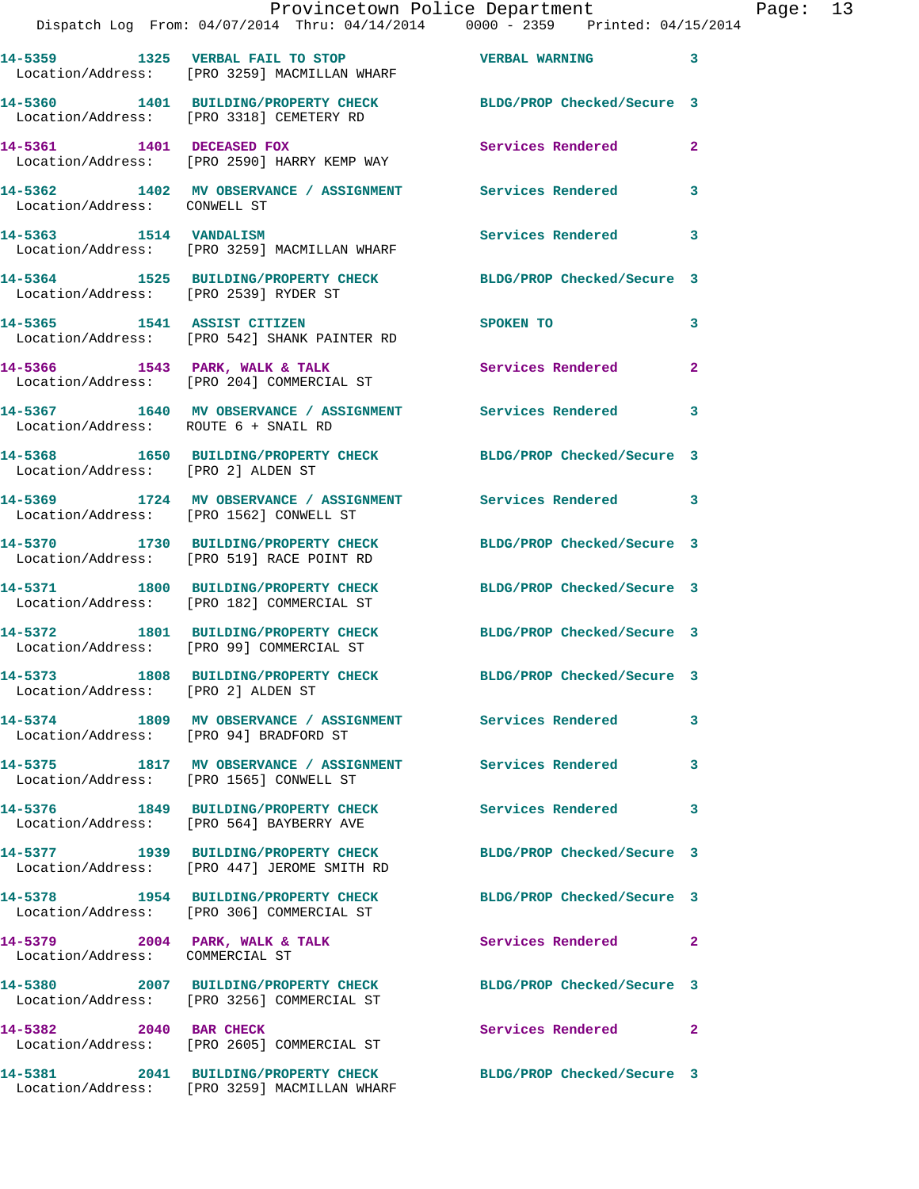14-5359 1325 VERBAL FAIL TO STOP VERBAL WARNING 3
Location/Address: [PRO 3259] MACMILLAN WHARF

14-5360 1401 BUILDING/PROPERTY CHECK BLDG/PROP Checked/Secure 3
Location/Address: [PRO 3318] CEMETERY RD

14-5361 1401 DECEASED FOX Services Rendered 2
Location/Address: [PRO 2590] HARRY KEMP WAY

14-5362 1402 MV OBSERVANCE / ASSIGNMENT Services Rendered 3
Location/Address: CONWELL ST

14-5363 1514 VANDALISM Services Rendered 3
Location/Address: [PRO 3259] MACMILLAN WHARF

14-5364 1525 BUILDING/PROPERTY CHECK BLDG/PROP Checked/Secure 3
Location/Address: [PRO 2539] RYDER ST

14-5365 1541 ASSIST CITIZEN SPOKEN TO 3
Location/Address: [PRO 542] SHANK PAINTER RD

14-5366 1543 PARK, WALK & TALK Services Rendered 2
Location/Address: [PRO 204] COMMERCIAL ST

14-5367 1640 MV OBSERVANCE / ASSIGNMENT Services Rendered 3
Location/Address: ROUTE 6 + SNAIL RD

14-5368 1650 BUILDING/PROPERTY CHECK BLDG/PROP Checked/Secure 3
Location/Address: [PRO 2] ALDEN ST

14-5369 1724 MV OBSERVANCE / ASSIGNMENT Services Rendered 3
Location/Address: [PRO 1562] CONWELL ST

14-5370 1730 BUILDING/PROPERTY CHECK BLDG/PROP Checked/Secure 3
Location/Address: [PRO 519] RACE POINT RD

14-5371 1800 BUILDING/PROPERTY CHECK BLDG/PROP Checked/Secure 3
Location/Address: [PRO 182] COMMERCIAL ST

14-5372 1801 BUILDING/PROPERTY CHECK BLDG/PROP Checked/Secure 3
Location/Address: [PRO 99] COMMERCIAL ST

14-5373 1808 BUILDING/PROPERTY CHECK BLDG/PROP Checked/Secure 3
Location/Address: [PRO 2] ALDEN ST

14-5374 1809 MV OBSERVANCE / ASSIGNMENT Services Rendered 3
Location/Address: [PRO 94] BRADFORD ST

14-5375 1817 MV OBSERVANCE / ASSIGNMENT Services Rendered 3
Location/Address: [PRO 1565] CONWELL ST

14-5376 1849 BUILDING/PROPERTY CHECK Services Rendered 3
Location/Address: [PRO 564] BAYBERRY AVE

14-5377 1939 BUILDING/PROPERTY CHECK BLDG/PROP Checked/Secure 3
Location/Address: [PRO 447] JEROME SMITH RD

14-5378 1954 BUILDING/PROPERTY CHECK BLDG/PROP Checked/Secure 3
Location/Address: [PRO 306] COMMERCIAL ST

14-5379 2004 PARK, WALK & TALK Services Rendered 2
Location/Address: COMMERCIAL ST

14-5380 2007 BUILDING/PROPERTY CHECK BLDG/PROP Checked/Secure 3
Location/Address: [PRO 3256] COMMERCIAL ST

14-5382 2040 BAR CHECK Services Rendered 2
Location/Address: [PRO 2605] COMMERCIAL ST

14-5381 2041 BUILDING/PROPERTY CHECK BLDG/PROP Checked/Secure 3
Location/Address: [PRO 3259] MACMILLAN WHARF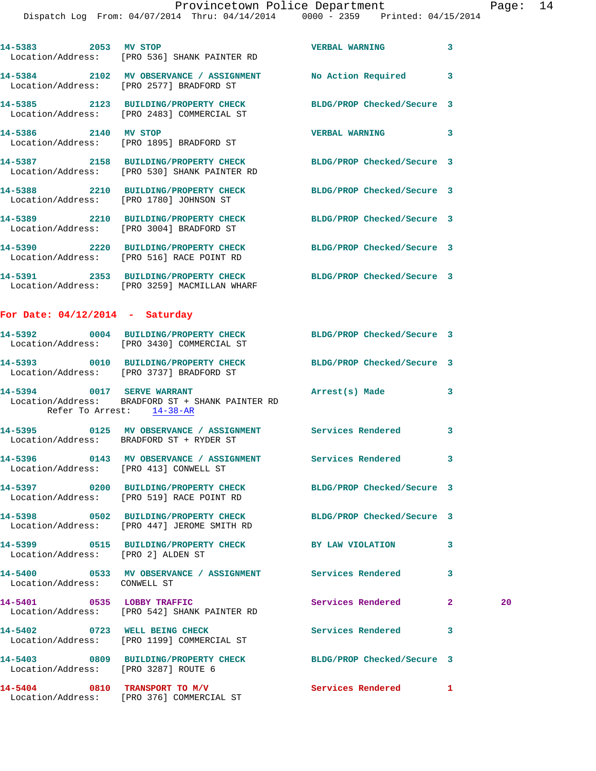14-5383 2053 MV STOP VERBAL WARNING 3
Location/Address: [PRO 536] SHANK PAINTER RD

14-5384 2102 MV OBSERVATION / ASSIGNMENT No Action Required 3
Location/Address: [PRO 2577] BRADFORD ST

14-5385 2123 BUILDING/PROPERTY CHECK BLDG/PROP Checked/Secure 3
Location/Address: [PRO 2483] COMMERCIAL ST

14-5386 2140 MV STOP VERBAL WARNING 3
Location/Address: [PRO 1895] BRADFORD ST

14-5387 2158 BUILDING/PROPERTY CHECK BLDG/PROP Checked/Secure 3
Location/Address: [PRO 530] SHANK PAINTER RD

14-5388 2210 BUILDING/PROPERTY CHECK BLDG/PROP Checked/Secure 3
Location/Address: [PRO 1780] JOHNSON ST

14-5389 2210 BUILDING/PROPERTY CHECK BLDG/PROP Checked/Secure 3
Location/Address: [PRO 3004] BRADFORD ST

14-5390 2220 BUILDING/PROPERTY CHECK BLDG/PROP Checked/Secure 3
Location/Address: [PRO 516] RACE POINT RD

14-5391 2353 BUILDING/PROPERTY CHECK BLDG/PROP Checked/Secure 3
Location/Address: [PRO 3259] MACMILLAN WHARF

## For Date: 04/12/2014 - Saturday

14-5392 0004 BUILDING/PROPERTY CHECK BLDG/PROP Checked/Secure 3
Location/Address: [PRO 3430] COMMERCIAL ST

14-5393 0010 BUILDING/PROPERTY CHECK BLDG/PROP Checked/Secure 3
Location/Address: [PRO 3737] BRADFORD ST

14-5394 0017 SERVE WARRANT Arrest(s) Made 3
Location/Address: BRADFORD ST + SHANK PAINTER RD
Refer To Arrest: 14-38-AR

14-5395 0125 MV OBSERVATION / ASSIGNMENT Services Rendered 3
Location/Address: BRADFORD ST + RYDER ST

14-5396 0143 MV OBSERVATION / ASSIGNMENT Services Rendered 3
Location/Address: [PRO 413] CONWELL ST

14-5397 0200 BUILDING/PROPERTY CHECK BLDG/PROP Checked/Secure 3
Location/Address: [PRO 519] RACE POINT RD

14-5398 0502 BUILDING/PROPERTY CHECK BLDG/PROP Checked/Secure 3
Location/Address: [PRO 447] JEROME SMITH RD

14-5399 0515 BUILDING/PROPERTY CHECK BY LAW VIOLATION 3
Location/Address: [PRO 2] ALDEN ST

14-5400 0533 MV OBSERVATION / ASSIGNMENT Services Rendered 3
Location/Address: CONWELL ST

14-5401 0535 LOBBY TRAFFIC Services Rendered 2 20
Location/Address: [PRO 542] SHANK PAINTER RD

14-5402 0723 WELL BEING CHECK Services Rendered 3
Location/Address: [PRO 1199] COMMERCIAL ST

14-5403 0809 BUILDING/PROPERTY CHECK BLDG/PROP Checked/Secure 3
Location/Address: [PRO 3287] ROUTE 6

14-5404 0810 TRANSPORT TO M/V Services Rendered 1
Location/Address: [PRO 376] COMMERCIAL ST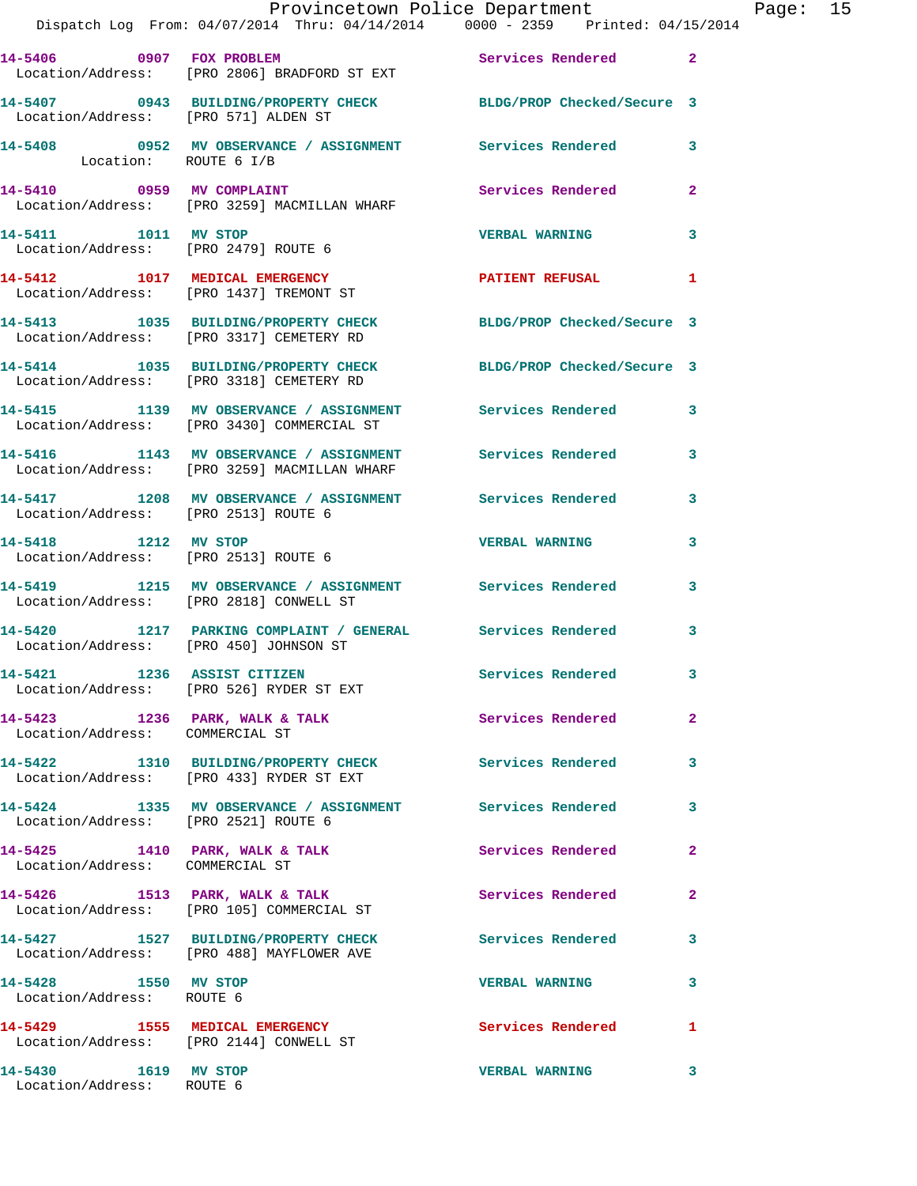14-5406 0907 FOX PROBLEM Services Rendered 2
Location/Address: [PRO 2806] BRADFORD ST EXT

14-5407 0943 BUILDING/PROPERTY CHECK BLDG/PROP Checked/Secure 3
Location/Address: [PRO 571] ALDEN ST

14-5408 0952 MV OBSERVANCE / ASSIGNMENT Services Rendered 3
Location: ROUTE 6 I/B

14-5410 0959 MV COMPLAINT Services Rendered 2
Location/Address: [PRO 3259] MACMILLAN WHARF

14-5411 1011 MV STOP VERBAL WARNING 3
Location/Address: [PRO 2479] ROUTE 6

14-5412 1017 MEDICAL EMERGENCY PATIENT REFUSAL 1
Location/Address: [PRO 1437] TREMONT ST

14-5413 1035 BUILDING/PROPERTY CHECK BLDG/PROP Checked/Secure 3
Location/Address: [PRO 3317] CEMETERY RD

14-5414 1035 BUILDING/PROPERTY CHECK BLDG/PROP Checked/Secure 3
Location/Address: [PRO 3318] CEMETERY RD

14-5415 1139 MV OBSERVANCE / ASSIGNMENT Services Rendered 3
Location/Address: [PRO 3430] COMMERCIAL ST

14-5416 1143 MV OBSERVANCE / ASSIGNMENT Services Rendered 3
Location/Address: [PRO 3259] MACMILLAN WHARF

14-5417 1208 MV OBSERVANCE / ASSIGNMENT Services Rendered 3
Location/Address: [PRO 2513] ROUTE 6

14-5418 1212 MV STOP VERBAL WARNING 3
Location/Address: [PRO 2513] ROUTE 6

14-5419 1215 MV OBSERVANCE / ASSIGNMENT Services Rendered 3
Location/Address: [PRO 2818] CONWELL ST

14-5420 1217 PARKING COMPLAINT / GENERAL Services Rendered 3
Location/Address: [PRO 450] JOHNSON ST

14-5421 1236 ASSIST CITIZEN Services Rendered 3
Location/Address: [PRO 526] RYDER ST EXT

14-5423 1236 PARK, WALK & TALK Services Rendered 2
Location/Address: COMMERCIAL ST

14-5422 1310 BUILDING/PROPERTY CHECK Services Rendered 3
Location/Address: [PRO 433] RYDER ST EXT

14-5424 1335 MV OBSERVANCE / ASSIGNMENT Services Rendered 3
Location/Address: [PRO 2521] ROUTE 6

14-5425 1410 PARK, WALK & TALK Services Rendered 2
Location/Address: COMMERCIAL ST

14-5426 1513 PARK, WALK & TALK Services Rendered 2
Location/Address: [PRO 105] COMMERCIAL ST

14-5427 1527 BUILDING/PROPERTY CHECK Services Rendered 3
Location/Address: [PRO 488] MAYFLOWER AVE

14-5428 1550 MV STOP VERBAL WARNING 3
Location/Address: ROUTE 6

14-5429 1555 MEDICAL EMERGENCY Services Rendered 1
Location/Address: [PRO 2144] CONWELL ST

14-5430 1619 MV STOP VERBAL WARNING 3
Location/Address: ROUTE 6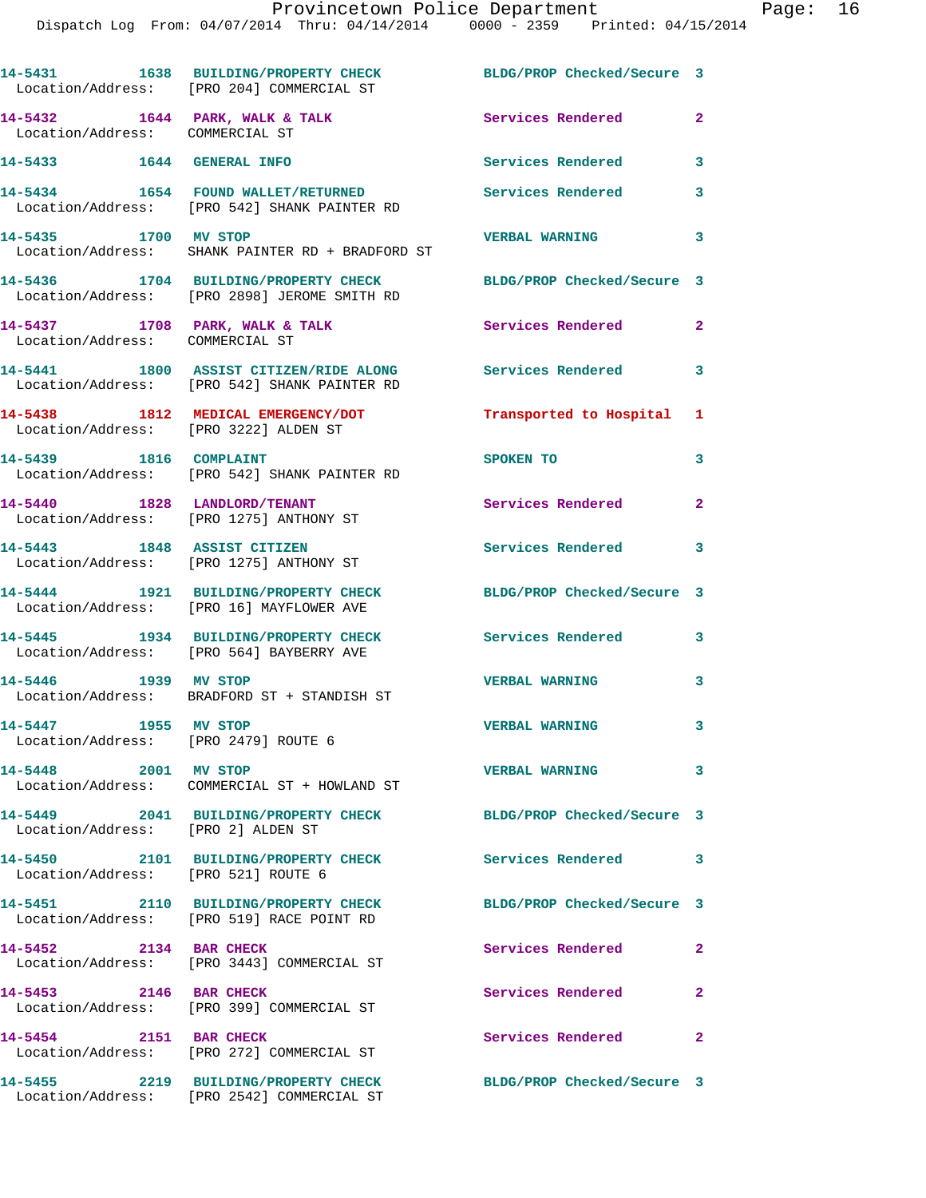14-5431 1638 BUILDING/PROPERTY CHECK BLDG/PROP Checked/Secure 3
Location/Address: [PRO 204] COMMERCIAL ST

14-5432 1644 PARK, WALK & TALK Services Rendered 2
Location/Address: COMMERCIAL ST

14-5433 1644 GENERAL INFO Services Rendered 3

14-5434 1654 FOUND WALLET/RETURNED Services Rendered 3
Location/Address: [PRO 542] SHANK PAINTER RD

14-5435 1700 MV STOP VERBAL WARNING 3
Location/Address: SHANK PAINTER RD + BRADFORD ST

14-5436 1704 BUILDING/PROPERTY CHECK BLDG/PROP Checked/Secure 3
Location/Address: [PRO 2898] JEROME SMITH RD

14-5437 1708 PARK, WALK & TALK Services Rendered 2
Location/Address: COMMERCIAL ST

14-5441 1800 ASSIST CITIZEN/RIDE ALONG Services Rendered 3
Location/Address: [PRO 542] SHANK PAINTER RD

14-5438 1812 MEDICAL EMERGENCY/DOT Transported to Hospital 1
Location/Address: [PRO 3222] ALDEN ST

14-5439 1816 COMPLAINT SPOKEN TO 3
Location/Address: [PRO 542] SHANK PAINTER RD

14-5440 1828 LANDLORD/TENANT Services Rendered 2
Location/Address: [PRO 1275] ANTHONY ST

14-5443 1848 ASSIST CITIZEN Services Rendered 3
Location/Address: [PRO 1275] ANTHONY ST

14-5444 1921 BUILDING/PROPERTY CHECK BLDG/PROP Checked/Secure 3
Location/Address: [PRO 16] MAYFLOWER AVE

14-5445 1934 BUILDING/PROPERTY CHECK Services Rendered 3
Location/Address: [PRO 564] BAYBERRY AVE

14-5446 1939 MV STOP VERBAL WARNING 3
Location/Address: BRADFORD ST + STANDISH ST

14-5447 1955 MV STOP VERBAL WARNING 3
Location/Address: [PRO 2479] ROUTE 6

14-5448 2001 MV STOP VERBAL WARNING 3
Location/Address: COMMERCIAL ST + HOWLAND ST

14-5449 2041 BUILDING/PROPERTY CHECK BLDG/PROP Checked/Secure 3
Location/Address: [PRO 2] ALDEN ST

14-5450 2101 BUILDING/PROPERTY CHECK Services Rendered 3
Location/Address: [PRO 521] ROUTE 6

14-5451 2110 BUILDING/PROPERTY CHECK BLDG/PROP Checked/Secure 3
Location/Address: [PRO 519] RACE POINT RD

14-5452 2134 BAR CHECK Services Rendered 2
Location/Address: [PRO 3443] COMMERCIAL ST

14-5453 2146 BAR CHECK Services Rendered 2
Location/Address: [PRO 399] COMMERCIAL ST

14-5454 2151 BAR CHECK Services Rendered 2
Location/Address: [PRO 272] COMMERCIAL ST

14-5455 2219 BUILDING/PROPERTY CHECK BLDG/PROP Checked/Secure 3
Location/Address: [PRO 2542] COMMERCIAL ST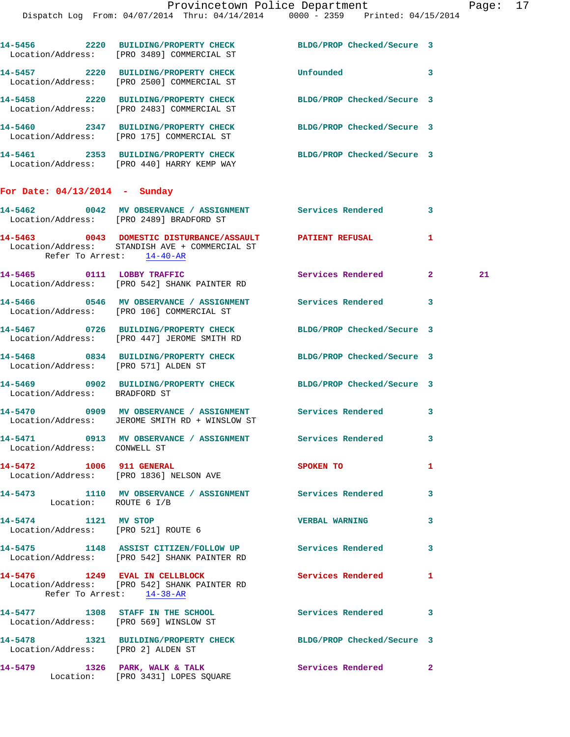14-5456 2220 BUILDING/PROPERTY CHECK BLDG/PROP Checked/Secure 3
Location/Address: [PRO 3489] COMMERCIAL ST

14-5457 2220 BUILDING/PROPERTY CHECK Unfounded 3
Location/Address: [PRO 2500] COMMERCIAL ST

14-5458 2220 BUILDING/PROPERTY CHECK BLDG/PROP Checked/Secure 3
Location/Address: [PRO 2483] COMMERCIAL ST

14-5460 2347 BUILDING/PROPERTY CHECK BLDG/PROP Checked/Secure 3
Location/Address: [PRO 175] COMMERCIAL ST

14-5461 2353 BUILDING/PROPERTY CHECK BLDG/PROP Checked/Secure 3
Location/Address: [PRO 440] HARRY KEMP WAY

**For Date: 04/13/2014 - Sunday**

14-5462 0042 MV OBSERVANCE / ASSIGNMENT Services Rendered 3
Location/Address: [PRO 2489] BRADFORD ST

14-5463 0043 DOMESTIC DISTURBANCE/ASSAULT PATIENT REFUSAL 1
Location/Address: STANDISH AVE + COMMERCIAL ST
Refer To Arrest: 14-40-AR

14-5465 0111 LOBBY TRAFFIC Services Rendered 2 21
Location/Address: [PRO 542] SHANK PAINTER RD

14-5466 0546 MV OBSERVANCE / ASSIGNMENT Services Rendered 3
Location/Address: [PRO 106] COMMERCIAL ST

14-5467 0726 BUILDING/PROPERTY CHECK BLDG/PROP Checked/Secure 3
Location/Address: [PRO 447] JEROME SMITH RD

14-5468 0834 BUILDING/PROPERTY CHECK BLDG/PROP Checked/Secure 3
Location/Address: [PRO 571] ALDEN ST

14-5469 0902 BUILDING/PROPERTY CHECK BLDG/PROP Checked/Secure 3
Location/Address: BRADFORD ST

14-5470 0909 MV OBSERVANCE / ASSIGNMENT Services Rendered 3
Location/Address: JEROME SMITH RD + WINSLOW ST

14-5471 0913 MV OBSERVANCE / ASSIGNMENT Services Rendered 3
Location/Address: CONWELL ST

14-5472 1006 911 GENERAL SPOKEN TO 1
Location/Address: [PRO 1836] NELSON AVE

14-5473 1110 MV OBSERVANCE / ASSIGNMENT Services Rendered 3
Location: ROUTE 6 I/B

14-5474 1121 MV STOP VERBAL WARNING 3
Location/Address: [PRO 521] ROUTE 6

14-5475 1148 ASSIST CITIZEN/FOLLOW UP Services Rendered 3
Location/Address: [PRO 542] SHANK PAINTER RD

14-5476 1249 EVAL IN CELLBLOCK Services Rendered 1
Location/Address: [PRO 542] SHANK PAINTER RD
Refer To Arrest: 14-38-AR

14-5477 1308 STAFF IN THE SCHOOL Services Rendered 3
Location/Address: [PRO 569] WINSLOW ST

14-5478 1321 BUILDING/PROPERTY CHECK BLDG/PROP Checked/Secure 3
Location/Address: [PRO 2] ALDEN ST

14-5479 1326 PARK, WALK & TALK Services Rendered 2
Location: [PRO 3431] LOPES SQUARE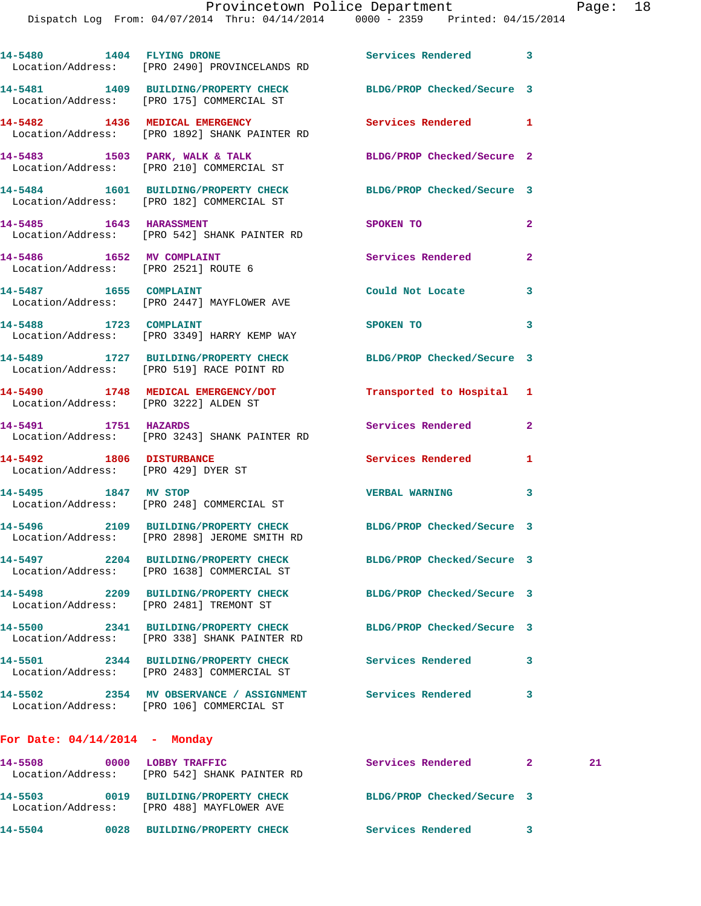| Call # | Time | Call Reason | Action | Priority | |
|---|---|---|---|---|---|
| 14-5480 | 1404 | FLYING DRONE | Services Rendered | 3 | |
| Location/Address: [PRO 2490] PROVINCELANDS RD | | | | | |
| 14-5481 | 1409 | BUILDING/PROPERTY CHECK | BLDG/PROP Checked/Secure | 3 | |
| Location/Address: [PRO 175] COMMERCIAL ST | | | | | |
| 14-5482 | 1436 | MEDICAL EMERGENCY | Services Rendered | 1 | |
| Location/Address: [PRO 1892] SHANK PAINTER RD | | | | | |
| 14-5483 | 1503 | PARK, WALK & TALK | BLDG/PROP Checked/Secure | 2 | |
| Location/Address: [PRO 210] COMMERCIAL ST | | | | | |
| 14-5484 | 1601 | BUILDING/PROPERTY CHECK | BLDG/PROP Checked/Secure | 3 | |
| Location/Address: [PRO 182] COMMERCIAL ST | | | | | |
| 14-5485 | 1643 | HARASSMENT | SPOKEN TO | 2 | |
| Location/Address: [PRO 542] SHANK PAINTER RD | | | | | |
| 14-5486 | 1652 | MV COMPLAINT | Services Rendered | 2 | |
| Location/Address: [PRO 2521] ROUTE 6 | | | | | |
| 14-5487 | 1655 | COMPLAINT | Could Not Locate | 3 | |
| Location/Address: [PRO 2447] MAYFLOWER AVE | | | | | |
| 14-5488 | 1723 | COMPLAINT | SPOKEN TO | 3 | |
| Location/Address: [PRO 3349] HARRY KEMP WAY | | | | | |
| 14-5489 | 1727 | BUILDING/PROPERTY CHECK | BLDG/PROP Checked/Secure | 3 | |
| Location/Address: [PRO 519] RACE POINT RD | | | | | |
| 14-5490 | 1748 | MEDICAL EMERGENCY/DOT | Transported to Hospital | 1 | |
| Location/Address: [PRO 3222] ALDEN ST | | | | | |
| 14-5491 | 1751 | HAZARDS | Services Rendered | 2 | |
| Location/Address: [PRO 3243] SHANK PAINTER RD | | | | | |
| 14-5492 | 1806 | DISTURBANCE | Services Rendered | 1 | |
| Location/Address: [PRO 429] DYER ST | | | | | |
| 14-5495 | 1847 | MV STOP | VERBAL WARNING | 3 | |
| Location/Address: [PRO 248] COMMERCIAL ST | | | | | |
| 14-5496 | 2109 | BUILDING/PROPERTY CHECK | BLDG/PROP Checked/Secure | 3 | |
| Location/Address: [PRO 2898] JEROME SMITH RD | | | | | |
| 14-5497 | 2204 | BUILDING/PROPERTY CHECK | BLDG/PROP Checked/Secure | 3 | |
| Location/Address: [PRO 1638] COMMERCIAL ST | | | | | |
| 14-5498 | 2209 | BUILDING/PROPERTY CHECK | BLDG/PROP Checked/Secure | 3 | |
| Location/Address: [PRO 2481] TREMONT ST | | | | | |
| 14-5500 | 2341 | BUILDING/PROPERTY CHECK | BLDG/PROP Checked/Secure | 3 | |
| Location/Address: [PRO 338] SHANK PAINTER RD | | | | | |
| 14-5501 | 2344 | BUILDING/PROPERTY CHECK | Services Rendered | 3 | |
| Location/Address: [PRO 2483] COMMERCIAL ST | | | | | |
| 14-5502 | 2354 | MV OBSERVANCE / ASSIGNMENT | Services Rendered | 3 | |
| Location/Address: [PRO 106] COMMERCIAL ST | | | | | |

## For Date: 04/14/2014 - Monday

| Call # | Time | Call Reason | Action | Priority | |
|---|---|---|---|---|---|
| 14-5508 | 0000 | LOBBY TRAFFIC | Services Rendered | 2 | 21 |
| Location/Address: [PRO 542] SHANK PAINTER RD | | | | | |
| 14-5503 | 0019 | BUILDING/PROPERTY CHECK | BLDG/PROP Checked/Secure | 3 | |
| Location/Address: [PRO 488] MAYFLOWER AVE | | | | | |
| 14-5504 | 0028 | BUILDING/PROPERTY CHECK | Services Rendered | 3 | |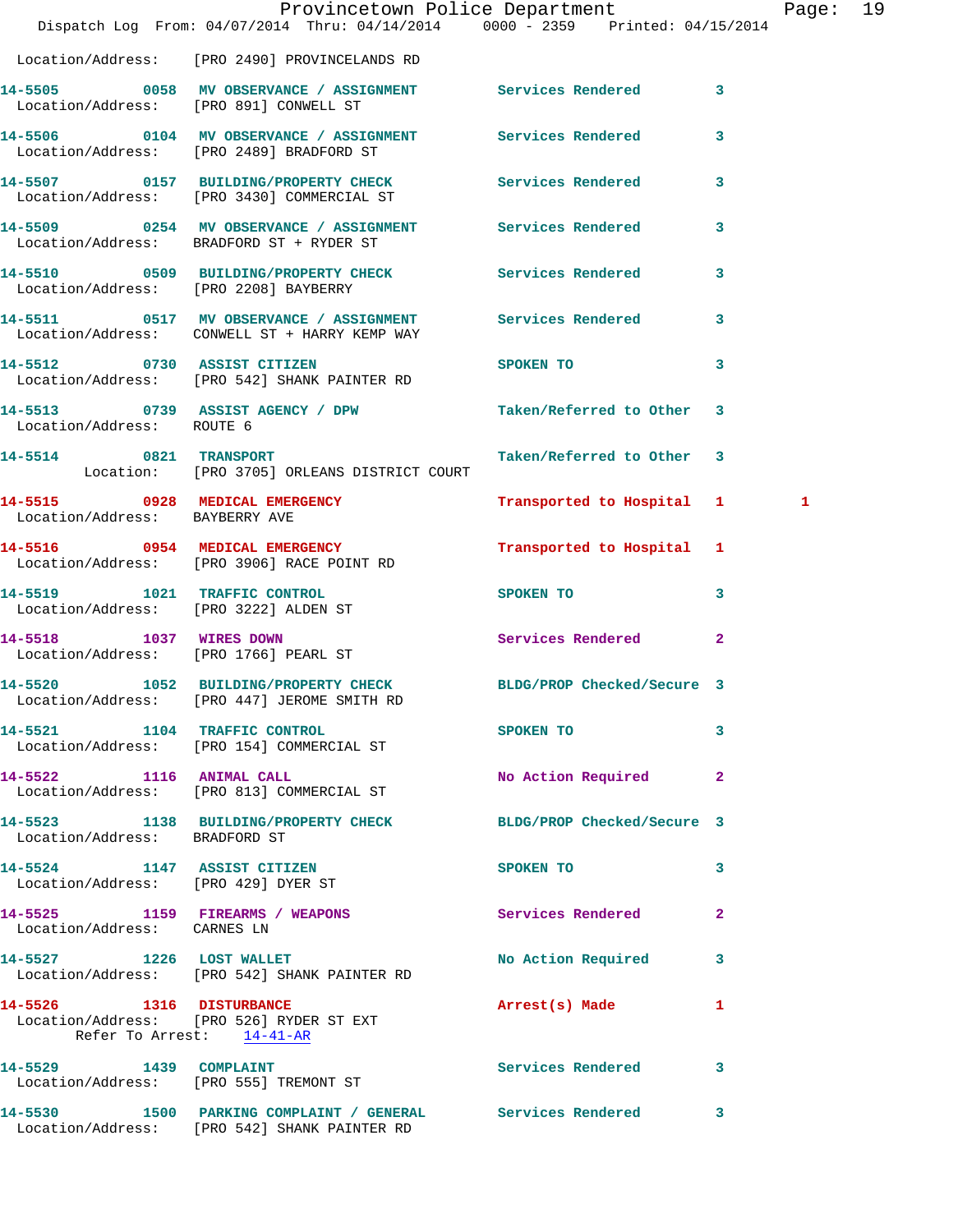Location/Address: [PRO 2490] PROVINCELANDS RD

| Call # | Time | Call Reason | Action | Priority | |
|---|---|---|---|---|---|
| 14-5505 | 0058 | MV OBSERVANCE / ASSIGNMENT | Services Rendered | 3 | |
| Location/Address: [PRO 891] CONWELL ST | | | | | |
| 14-5506 | 0104 | MV OBSERVANCE / ASSIGNMENT | Services Rendered | 3 | |
| Location/Address: [PRO 2489] BRADFORD ST | | | | | |
| 14-5507 | 0157 | BUILDING/PROPERTY CHECK | Services Rendered | 3 | |
| Location/Address: [PRO 3430] COMMERCIAL ST | | | | | |
| 14-5509 | 0254 | MV OBSERVANCE / ASSIGNMENT | Services Rendered | 3 | |
| Location/Address: BRADFORD ST + RYDER ST | | | | | |
| 14-5510 | 0509 | BUILDING/PROPERTY CHECK | Services Rendered | 3 | |
| Location/Address: [PRO 2208] BAYBERRY | | | | | |
| 14-5511 | 0517 | MV OBSERVANCE / ASSIGNMENT | Services Rendered | 3 | |
| Location/Address: CONWELL ST + HARRY KEMP WAY | | | | | |
| 14-5512 | 0730 | ASSIST CITIZEN | SPOKEN TO | 3 | |
| Location/Address: [PRO 542] SHANK PAINTER RD | | | | | |
| 14-5513 | 0739 | ASSIST AGENCY / DPW | Taken/Referred to Other | 3 | |
| Location/Address: ROUTE 6 | | | | | |
| 14-5514 | 0821 | TRANSPORT | Taken/Referred to Other | 3 | |
| Location: [PRO 3705] ORLEANS DISTRICT COURT | | | | | |
| 14-5515 | 0928 | MEDICAL EMERGENCY | Transported to Hospital | 1 | 1 |
| Location/Address: BAYBERRY AVE | | | | | |
| 14-5516 | 0954 | MEDICAL EMERGENCY | Transported to Hospital | 1 | |
| Location/Address: [PRO 3906] RACE POINT RD | | | | | |
| 14-5519 | 1021 | TRAFFIC CONTROL | SPOKEN TO | 3 | |
| Location/Address: [PRO 3222] ALDEN ST | | | | | |
| 14-5518 | 1037 | WIRES DOWN | Services Rendered | 2 | |
| Location/Address: [PRO 1766] PEARL ST | | | | | |
| 14-5520 | 1052 | BUILDING/PROPERTY CHECK | BLDG/PROP Checked/Secure | 3 | |
| Location/Address: [PRO 447] JEROME SMITH RD | | | | | |
| 14-5521 | 1104 | TRAFFIC CONTROL | SPOKEN TO | 3 | |
| Location/Address: [PRO 154] COMMERCIAL ST | | | | | |
| 14-5522 | 1116 | ANIMAL CALL | No Action Required | 2 | |
| Location/Address: [PRO 813] COMMERCIAL ST | | | | | |
| 14-5523 | 1138 | BUILDING/PROPERTY CHECK | BLDG/PROP Checked/Secure | 3 | |
| Location/Address: BRADFORD ST | | | | | |
| 14-5524 | 1147 | ASSIST CITIZEN | SPOKEN TO | 3 | |
| Location/Address: [PRO 429] DYER ST | | | | | |
| 14-5525 | 1159 | FIREARMS / WEAPONS | Services Rendered | 2 | |
| Location/Address: CARNES LN | | | | | |
| 14-5527 | 1226 | LOST WALLET | No Action Required | 3 | |
| Location/Address: [PRO 542] SHANK PAINTER RD | | | | | |
| 14-5526 | 1316 | DISTURBANCE | Arrest(s) Made | 1 | |
| Location/Address: [PRO 526] RYDER ST EXT — Refer To Arrest: 14-41-AR | | | | | |
| 14-5529 | 1439 | COMPLAINT | Services Rendered | 3 | |
| Location/Address: [PRO 555] TREMONT ST | | | | | |
| 14-5530 | 1500 | PARKING COMPLAINT / GENERAL | Services Rendered | 3 | |
| Location/Address: [PRO 542] SHANK PAINTER RD | | | | | |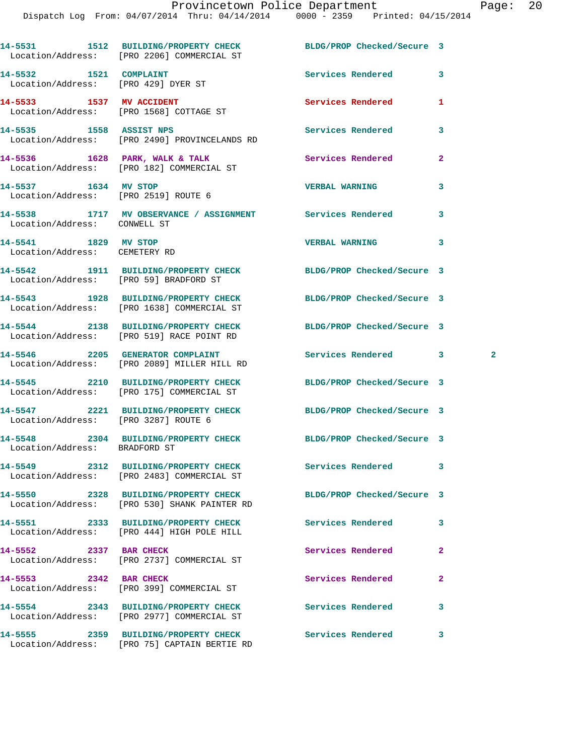14-5531 1512 BUILDING/PROPERTY CHECK BLDG/PROP Checked/Secure 3
Location/Address: [PRO 2206] COMMERCIAL ST

14-5532 1521 COMPLAINT Services Rendered 3
Location/Address: [PRO 429] DYER ST

14-5533 1537 MV ACCIDENT Services Rendered 1
Location/Address: [PRO 1568] COTTAGE ST

14-5535 1558 ASSIST NPS Services Rendered 3
Location/Address: [PRO 2490] PROVINCELANDS RD

14-5536 1628 PARK, WALK & TALK Services Rendered 2
Location/Address: [PRO 182] COMMERCIAL ST

14-5537 1634 MV STOP VERBAL WARNING 3
Location/Address: [PRO 2519] ROUTE 6

14-5538 1717 MV OBSERVATION / ASSIGNMENT Services Rendered 3
Location/Address: CONWELL ST

14-5541 1829 MV STOP VERBAL WARNING 3
Location/Address: CEMETERY RD

14-5542 1911 BUILDING/PROPERTY CHECK BLDG/PROP Checked/Secure 3
Location/Address: [PRO 59] BRADFORD ST

14-5543 1928 BUILDING/PROPERTY CHECK BLDG/PROP Checked/Secure 3
Location/Address: [PRO 1638] COMMERCIAL ST

14-5544 2138 BUILDING/PROPERTY CHECK BLDG/PROP Checked/Secure 3
Location/Address: [PRO 519] RACE POINT RD

14-5546 2205 GENERATOR COMPLAINT Services Rendered 3 2
Location/Address: [PRO 2089] MILLER HILL RD

14-5545 2210 BUILDING/PROPERTY CHECK BLDG/PROP Checked/Secure 3
Location/Address: [PRO 175] COMMERCIAL ST

14-5547 2221 BUILDING/PROPERTY CHECK BLDG/PROP Checked/Secure 3
Location/Address: [PRO 3287] ROUTE 6

14-5548 2304 BUILDING/PROPERTY CHECK BLDG/PROP Checked/Secure 3
Location/Address: BRADFORD ST

14-5549 2312 BUILDING/PROPERTY CHECK Services Rendered 3
Location/Address: [PRO 2483] COMMERCIAL ST

14-5550 2328 BUILDING/PROPERTY CHECK BLDG/PROP Checked/Secure 3
Location/Address: [PRO 530] SHANK PAINTER RD

14-5551 2333 BUILDING/PROPERTY CHECK Services Rendered 3
Location/Address: [PRO 444] HIGH POLE HILL

14-5552 2337 BAR CHECK Services Rendered 2
Location/Address: [PRO 2737] COMMERCIAL ST

14-5553 2342 BAR CHECK Services Rendered 2
Location/Address: [PRO 399] COMMERCIAL ST

14-5554 2343 BUILDING/PROPERTY CHECK Services Rendered 3
Location/Address: [PRO 2977] COMMERCIAL ST

14-5555 2359 BUILDING/PROPERTY CHECK Services Rendered 3
Location/Address: [PRO 75] CAPTAIN BERTIE RD